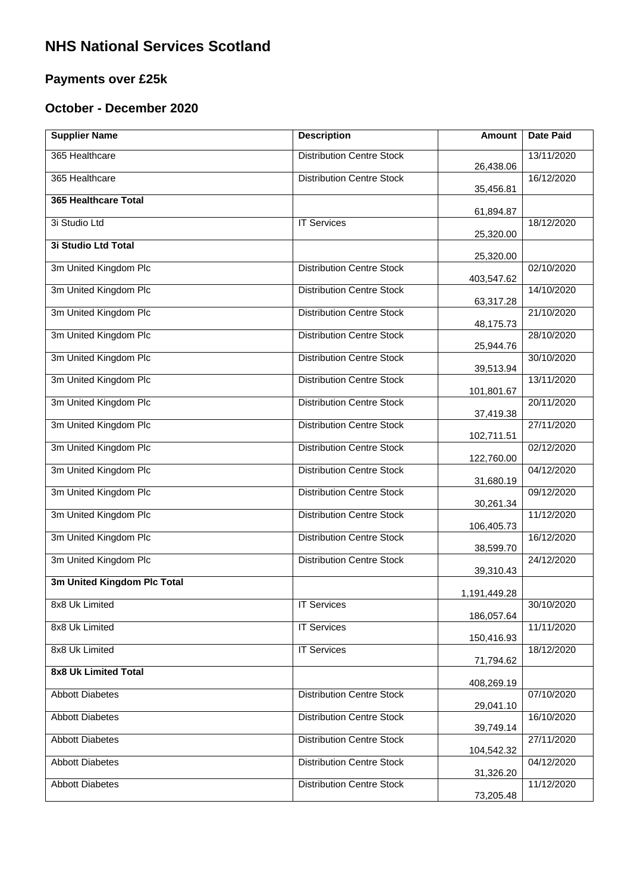# NHS National Services Scotland

## Payments over £25k

## October - December 2020

| Supplier Name | Description | Amount | Date Paid |
|---|---|---:|---|
| 365 Healthcare | Distribution Centre Stock | 26,438.06 | 13/11/2020 |
| 365 Healthcare | Distribution Centre Stock | 35,456.81 | 16/12/2020 |
| **365 Healthcare Total** | | 61,894.87 | |
| 3i Studio Ltd | IT Services | 25,320.00 | 18/12/2020 |
| **3i Studio Ltd Total** | | 25,320.00 | |
| 3m United Kingdom Plc | Distribution Centre Stock | 403,547.62 | 02/10/2020 |
| 3m United Kingdom Plc | Distribution Centre Stock | 63,317.28 | 14/10/2020 |
| 3m United Kingdom Plc | Distribution Centre Stock | 48,175.73 | 21/10/2020 |
| 3m United Kingdom Plc | Distribution Centre Stock | 25,944.76 | 28/10/2020 |
| 3m United Kingdom Plc | Distribution Centre Stock | 39,513.94 | 30/10/2020 |
| 3m United Kingdom Plc | Distribution Centre Stock | 101,801.67 | 13/11/2020 |
| 3m United Kingdom Plc | Distribution Centre Stock | 37,419.38 | 20/11/2020 |
| 3m United Kingdom Plc | Distribution Centre Stock | 102,711.51 | 27/11/2020 |
| 3m United Kingdom Plc | Distribution Centre Stock | 122,760.00 | 02/12/2020 |
| 3m United Kingdom Plc | Distribution Centre Stock | 31,680.19 | 04/12/2020 |
| 3m United Kingdom Plc | Distribution Centre Stock | 30,261.34 | 09/12/2020 |
| 3m United Kingdom Plc | Distribution Centre Stock | 106,405.73 | 11/12/2020 |
| 3m United Kingdom Plc | Distribution Centre Stock | 38,599.70 | 16/12/2020 |
| 3m United Kingdom Plc | Distribution Centre Stock | 39,310.43 | 24/12/2020 |
| **3m United Kingdom Plc Total** | | 1,191,449.28 | |
| 8x8 Uk Limited | IT Services | 186,057.64 | 30/10/2020 |
| 8x8 Uk Limited | IT Services | 150,416.93 | 11/11/2020 |
| 8x8 Uk Limited | IT Services | 71,794.62 | 18/12/2020 |
| **8x8 Uk Limited Total** | | 408,269.19 | |
| Abbott Diabetes | Distribution Centre Stock | 29,041.10 | 07/10/2020 |
| Abbott Diabetes | Distribution Centre Stock | 39,749.14 | 16/10/2020 |
| Abbott Diabetes | Distribution Centre Stock | 104,542.32 | 27/11/2020 |
| Abbott Diabetes | Distribution Centre Stock | 31,326.20 | 04/12/2020 |
| Abbott Diabetes | Distribution Centre Stock | 73,205.48 | 11/12/2020 |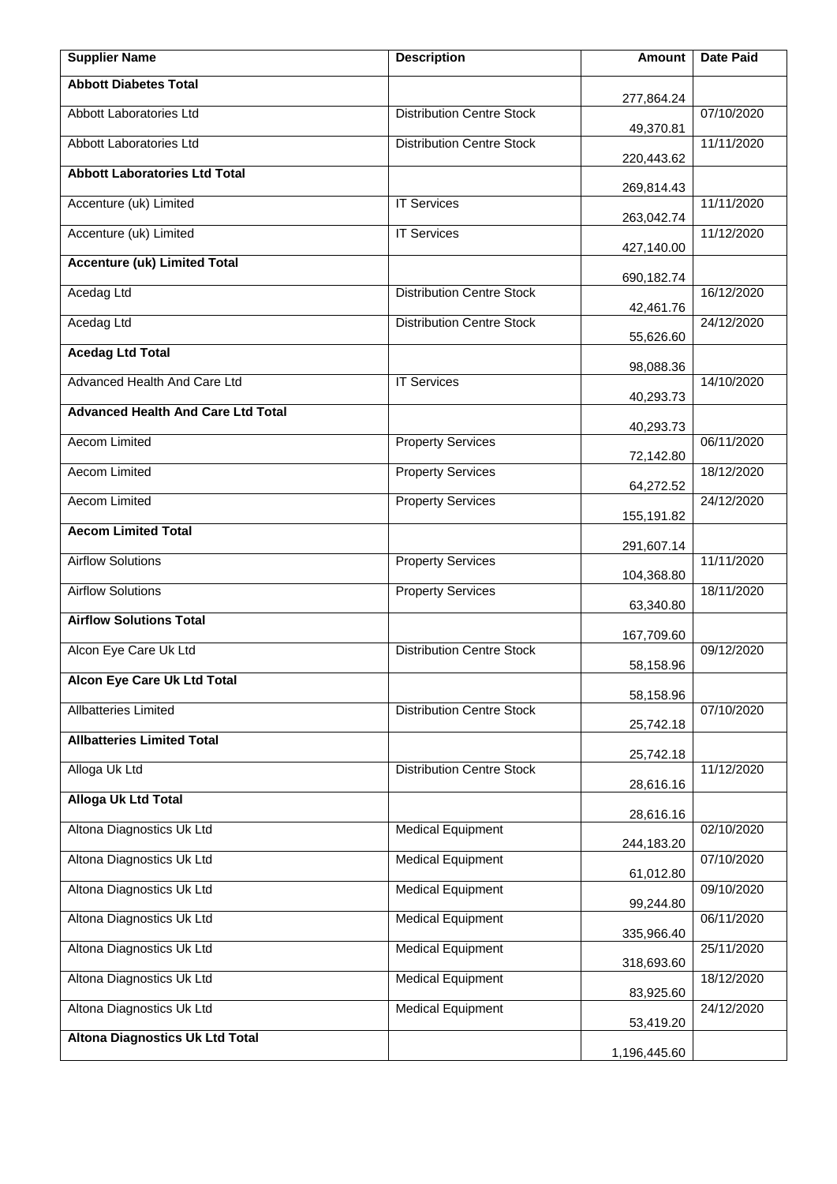| Supplier Name | Description | Amount | Date Paid |
|---|---|---|---|
| **Abbott Diabetes Total** | | 277,864.24 | |
| Abbott Laboratories Ltd | Distribution Centre Stock | 49,370.81 | 07/10/2020 |
| Abbott Laboratories Ltd | Distribution Centre Stock | 220,443.62 | 11/11/2020 |
| **Abbott Laboratories Ltd Total** | | 269,814.43 | |
| Accenture (uk) Limited | IT Services | 263,042.74 | 11/11/2020 |
| Accenture (uk) Limited | IT Services | 427,140.00 | 11/12/2020 |
| **Accenture (uk) Limited Total** | | 690,182.74 | |
| Acedag Ltd | Distribution Centre Stock | 42,461.76 | 16/12/2020 |
| Acedag Ltd | Distribution Centre Stock | 55,626.60 | 24/12/2020 |
| **Acedag Ltd Total** | | 98,088.36 | |
| Advanced Health And Care Ltd | IT Services | 40,293.73 | 14/10/2020 |
| **Advanced Health And Care Ltd Total** | | 40,293.73 | |
| Aecom Limited | Property Services | 72,142.80 | 06/11/2020 |
| Aecom Limited | Property Services | 64,272.52 | 18/12/2020 |
| Aecom Limited | Property Services | 155,191.82 | 24/12/2020 |
| **Aecom Limited Total** | | 291,607.14 | |
| Airflow Solutions | Property Services | 104,368.80 | 11/11/2020 |
| Airflow Solutions | Property Services | 63,340.80 | 18/11/2020 |
| **Airflow Solutions Total** | | 167,709.60 | |
| Alcon Eye Care Uk Ltd | Distribution Centre Stock | 58,158.96 | 09/12/2020 |
| **Alcon Eye Care Uk Ltd Total** | | 58,158.96 | |
| Allbatteries Limited | Distribution Centre Stock | 25,742.18 | 07/10/2020 |
| **Allbatteries Limited Total** | | 25,742.18 | |
| Alloga Uk Ltd | Distribution Centre Stock | 28,616.16 | 11/12/2020 |
| **Alloga Uk Ltd Total** | | 28,616.16 | |
| Altona Diagnostics Uk Ltd | Medical Equipment | 244,183.20 | 02/10/2020 |
| Altona Diagnostics Uk Ltd | Medical Equipment | 61,012.80 | 07/10/2020 |
| Altona Diagnostics Uk Ltd | Medical Equipment | 99,244.80 | 09/10/2020 |
| Altona Diagnostics Uk Ltd | Medical Equipment | 335,966.40 | 06/11/2020 |
| Altona Diagnostics Uk Ltd | Medical Equipment | 318,693.60 | 25/11/2020 |
| Altona Diagnostics Uk Ltd | Medical Equipment | 83,925.60 | 18/12/2020 |
| Altona Diagnostics Uk Ltd | Medical Equipment | 53,419.20 | 24/12/2020 |
| **Altona Diagnostics Uk Ltd Total** | | 1,196,445.60 | |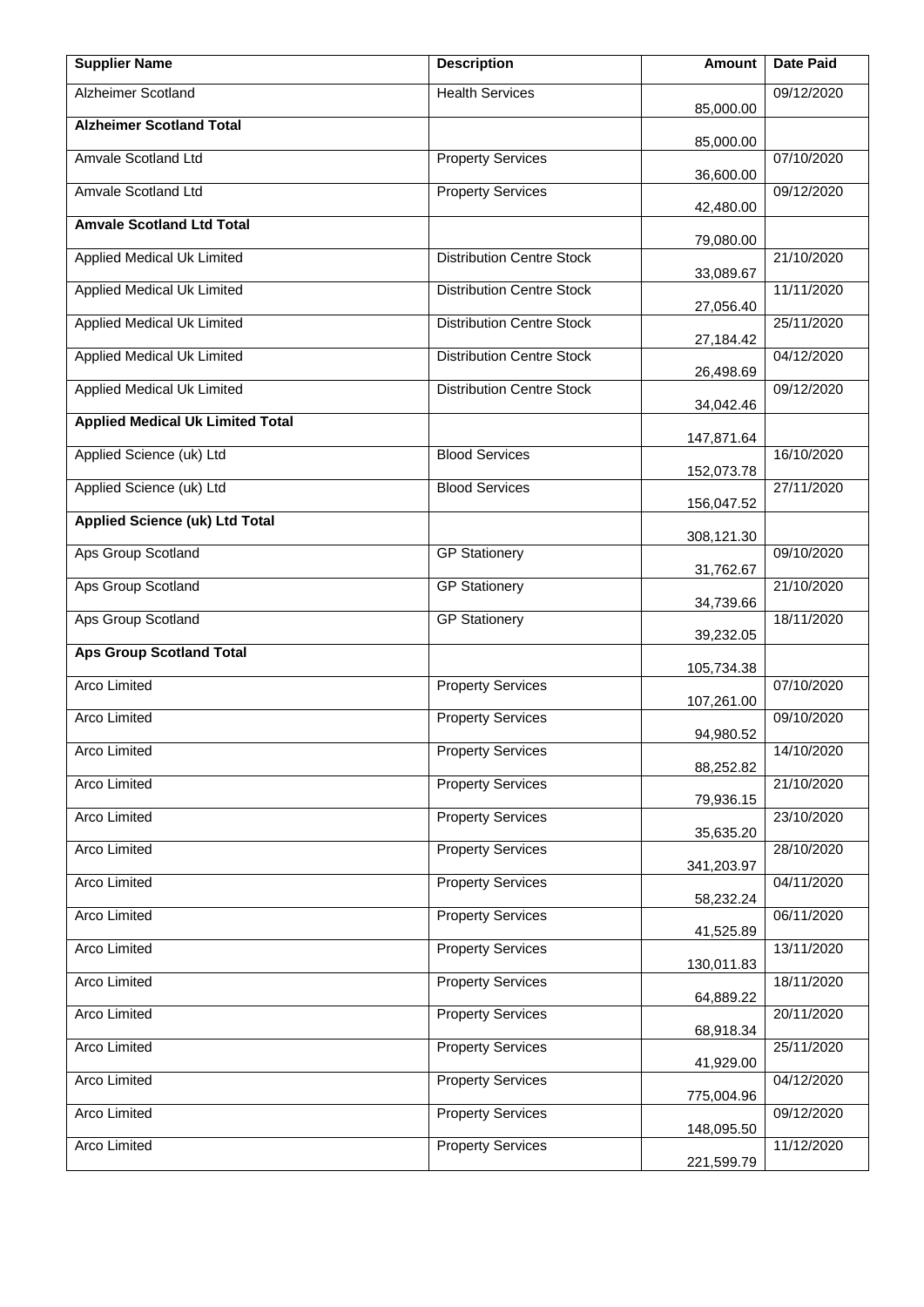| Supplier Name | Description | Amount | Date Paid |
|---|---|---|---|
| Alzheimer Scotland | Health Services | 85,000.00 | 09/12/2020 |
| **Alzheimer Scotland Total** | | 85,000.00 | |
| Amvale Scotland Ltd | Property Services | 36,600.00 | 07/10/2020 |
| Amvale Scotland Ltd | Property Services | 42,480.00 | 09/12/2020 |
| **Amvale Scotland Ltd Total** | | 79,080.00 | |
| Applied Medical Uk Limited | Distribution Centre Stock | 33,089.67 | 21/10/2020 |
| Applied Medical Uk Limited | Distribution Centre Stock | 27,056.40 | 11/11/2020 |
| Applied Medical Uk Limited | Distribution Centre Stock | 27,184.42 | 25/11/2020 |
| Applied Medical Uk Limited | Distribution Centre Stock | 26,498.69 | 04/12/2020 |
| Applied Medical Uk Limited | Distribution Centre Stock | 34,042.46 | 09/12/2020 |
| **Applied Medical Uk Limited Total** | | 147,871.64 | |
| Applied Science (uk) Ltd | Blood Services | 152,073.78 | 16/10/2020 |
| Applied Science (uk) Ltd | Blood Services | 156,047.52 | 27/11/2020 |
| **Applied Science (uk) Ltd Total** | | 308,121.30 | |
| Aps Group Scotland | GP Stationery | 31,762.67 | 09/10/2020 |
| Aps Group Scotland | GP Stationery | 34,739.66 | 21/10/2020 |
| Aps Group Scotland | GP Stationery | 39,232.05 | 18/11/2020 |
| **Aps Group Scotland Total** | | 105,734.38 | |
| Arco Limited | Property Services | 107,261.00 | 07/10/2020 |
| Arco Limited | Property Services | 94,980.52 | 09/10/2020 |
| Arco Limited | Property Services | 88,252.82 | 14/10/2020 |
| Arco Limited | Property Services | 79,936.15 | 21/10/2020 |
| Arco Limited | Property Services | 35,635.20 | 23/10/2020 |
| Arco Limited | Property Services | 341,203.97 | 28/10/2020 |
| Arco Limited | Property Services | 58,232.24 | 04/11/2020 |
| Arco Limited | Property Services | 41,525.89 | 06/11/2020 |
| Arco Limited | Property Services | 130,011.83 | 13/11/2020 |
| Arco Limited | Property Services | 64,889.22 | 18/11/2020 |
| Arco Limited | Property Services | 68,918.34 | 20/11/2020 |
| Arco Limited | Property Services | 41,929.00 | 25/11/2020 |
| Arco Limited | Property Services | 775,004.96 | 04/12/2020 |
| Arco Limited | Property Services | 148,095.50 | 09/12/2020 |
| Arco Limited | Property Services | 221,599.79 | 11/12/2020 |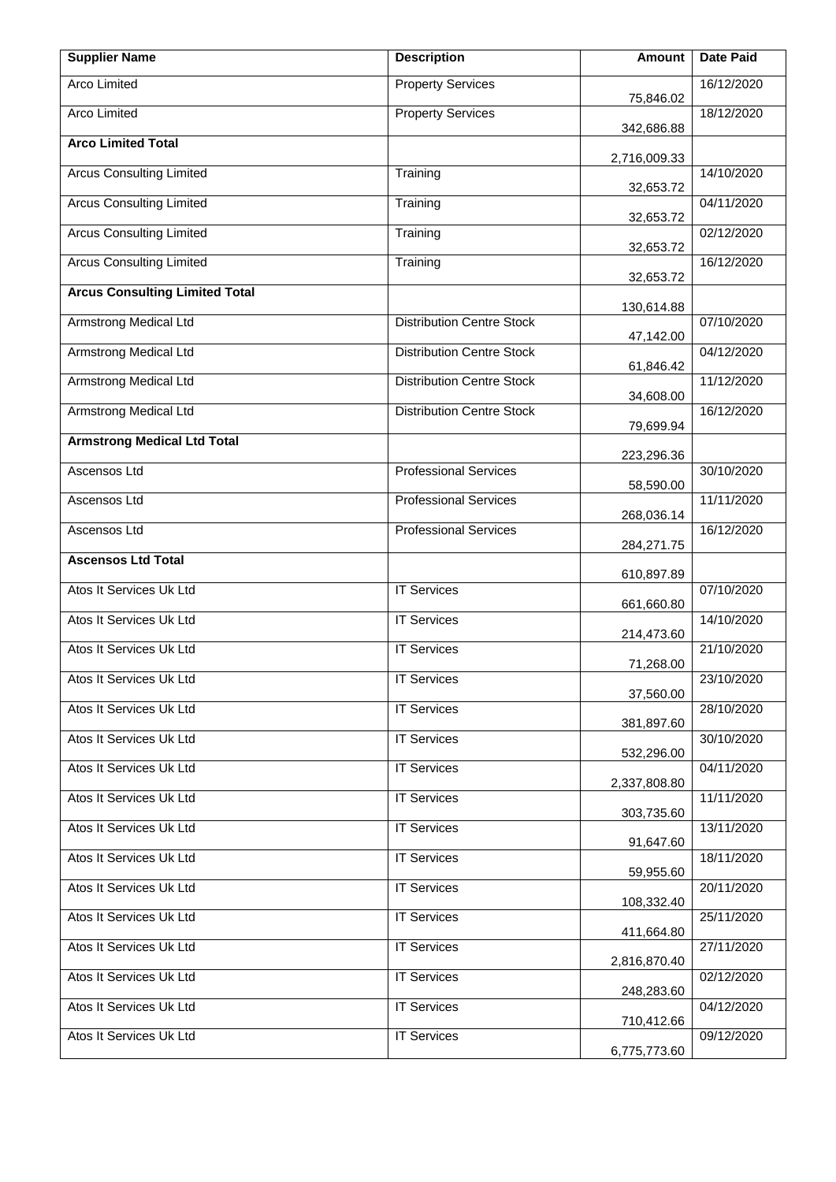| Supplier Name | Description | Amount | Date Paid |
|---|---|---|---|
| Arco Limited | Property Services | 75,846.02 | 16/12/2020 |
| Arco Limited | Property Services | 342,686.88 | 18/12/2020 |
| **Arco Limited Total** | | 2,716,009.33 | |
| Arcus Consulting Limited | Training | 32,653.72 | 14/10/2020 |
| Arcus Consulting Limited | Training | 32,653.72 | 04/11/2020 |
| Arcus Consulting Limited | Training | 32,653.72 | 02/12/2020 |
| Arcus Consulting Limited | Training | 32,653.72 | 16/12/2020 |
| **Arcus Consulting Limited Total** | | 130,614.88 | |
| Armstrong Medical Ltd | Distribution Centre Stock | 47,142.00 | 07/10/2020 |
| Armstrong Medical Ltd | Distribution Centre Stock | 61,846.42 | 04/12/2020 |
| Armstrong Medical Ltd | Distribution Centre Stock | 34,608.00 | 11/12/2020 |
| Armstrong Medical Ltd | Distribution Centre Stock | 79,699.94 | 16/12/2020 |
| **Armstrong Medical Ltd Total** | | 223,296.36 | |
| Ascensos Ltd | Professional Services | 58,590.00 | 30/10/2020 |
| Ascensos Ltd | Professional Services | 268,036.14 | 11/11/2020 |
| Ascensos Ltd | Professional Services | 284,271.75 | 16/12/2020 |
| **Ascensos Ltd Total** | | 610,897.89 | |
| Atos It Services Uk Ltd | IT Services | 661,660.80 | 07/10/2020 |
| Atos It Services Uk Ltd | IT Services | 214,473.60 | 14/10/2020 |
| Atos It Services Uk Ltd | IT Services | 71,268.00 | 21/10/2020 |
| Atos It Services Uk Ltd | IT Services | 37,560.00 | 23/10/2020 |
| Atos It Services Uk Ltd | IT Services | 381,897.60 | 28/10/2020 |
| Atos It Services Uk Ltd | IT Services | 532,296.00 | 30/10/2020 |
| Atos It Services Uk Ltd | IT Services | 2,337,808.80 | 04/11/2020 |
| Atos It Services Uk Ltd | IT Services | 303,735.60 | 11/11/2020 |
| Atos It Services Uk Ltd | IT Services | 91,647.60 | 13/11/2020 |
| Atos It Services Uk Ltd | IT Services | 59,955.60 | 18/11/2020 |
| Atos It Services Uk Ltd | IT Services | 108,332.40 | 20/11/2020 |
| Atos It Services Uk Ltd | IT Services | 411,664.80 | 25/11/2020 |
| Atos It Services Uk Ltd | IT Services | 2,816,870.40 | 27/11/2020 |
| Atos It Services Uk Ltd | IT Services | 248,283.60 | 02/12/2020 |
| Atos It Services Uk Ltd | IT Services | 710,412.66 | 04/12/2020 |
| Atos It Services Uk Ltd | IT Services | 6,775,773.60 | 09/12/2020 |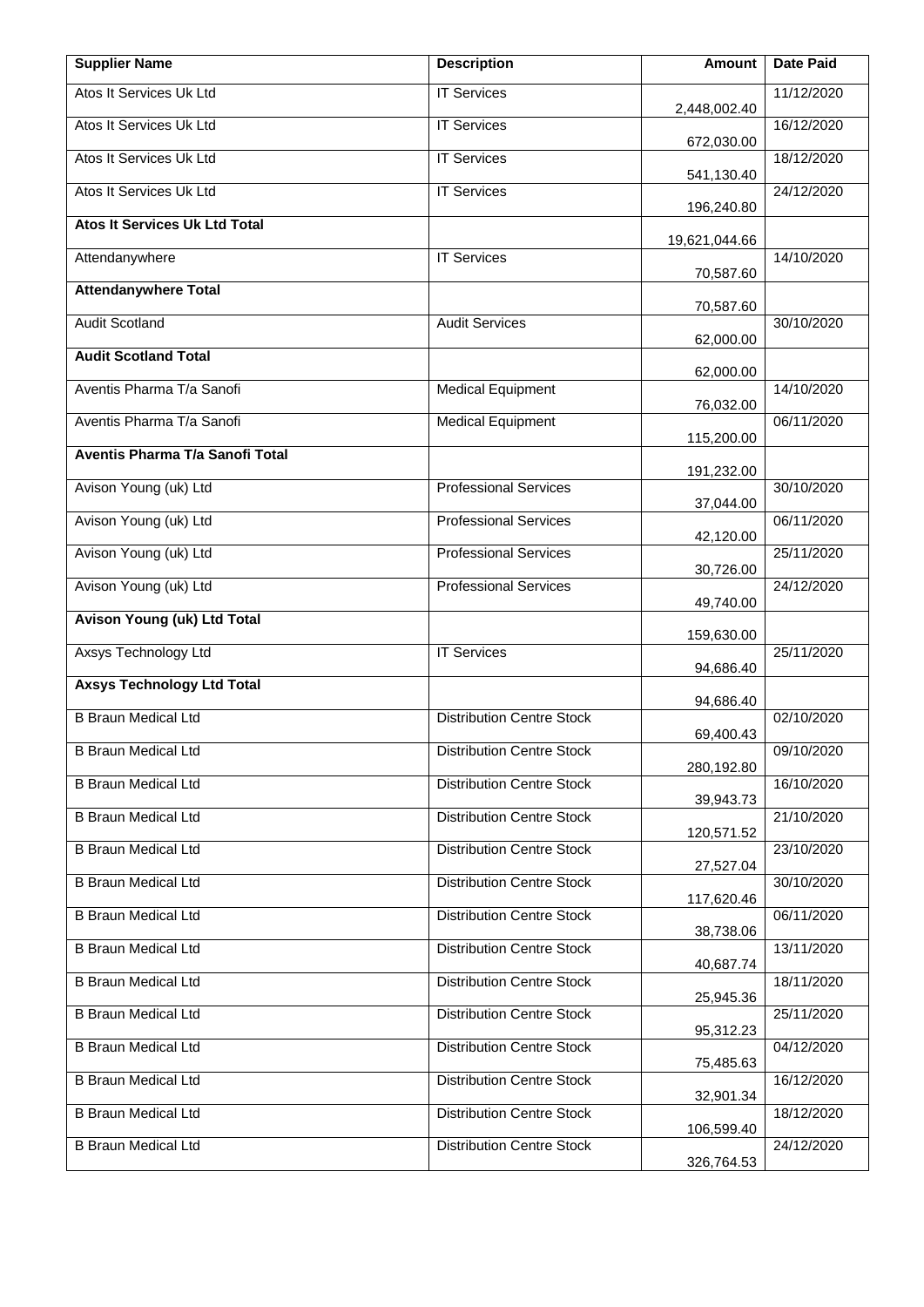| Supplier Name | Description | Amount | Date Paid |
|---|---|---|---|
| Atos It Services Uk Ltd | IT Services | 2,448,002.40 | 11/12/2020 |
| Atos It Services Uk Ltd | IT Services | 672,030.00 | 16/12/2020 |
| Atos It Services Uk Ltd | IT Services | 541,130.40 | 18/12/2020 |
| Atos It Services Uk Ltd | IT Services | 196,240.80 | 24/12/2020 |
| **Atos It Services Uk Ltd Total** | | 19,621,044.66 | |
| Attendanywhere | IT Services | 70,587.60 | 14/10/2020 |
| **Attendanywhere Total** | | 70,587.60 | |
| Audit Scotland | Audit Services | 62,000.00 | 30/10/2020 |
| **Audit Scotland Total** | | 62,000.00 | |
| Aventis Pharma T/a Sanofi | Medical Equipment | 76,032.00 | 14/10/2020 |
| Aventis Pharma T/a Sanofi | Medical Equipment | 115,200.00 | 06/11/2020 |
| **Aventis Pharma T/a Sanofi Total** | | 191,232.00 | |
| Avison Young (uk) Ltd | Professional Services | 37,044.00 | 30/10/2020 |
| Avison Young (uk) Ltd | Professional Services | 42,120.00 | 06/11/2020 |
| Avison Young (uk) Ltd | Professional Services | 30,726.00 | 25/11/2020 |
| Avison Young (uk) Ltd | Professional Services | 49,740.00 | 24/12/2020 |
| **Avison Young (uk) Ltd Total** | | 159,630.00 | |
| Axsys Technology Ltd | IT Services | 94,686.40 | 25/11/2020 |
| **Axsys Technology Ltd Total** | | 94,686.40 | |
| B Braun Medical Ltd | Distribution Centre Stock | 69,400.43 | 02/10/2020 |
| B Braun Medical Ltd | Distribution Centre Stock | 280,192.80 | 09/10/2020 |
| B Braun Medical Ltd | Distribution Centre Stock | 39,943.73 | 16/10/2020 |
| B Braun Medical Ltd | Distribution Centre Stock | 120,571.52 | 21/10/2020 |
| B Braun Medical Ltd | Distribution Centre Stock | 27,527.04 | 23/10/2020 |
| B Braun Medical Ltd | Distribution Centre Stock | 117,620.46 | 30/10/2020 |
| B Braun Medical Ltd | Distribution Centre Stock | 38,738.06 | 06/11/2020 |
| B Braun Medical Ltd | Distribution Centre Stock | 40,687.74 | 13/11/2020 |
| B Braun Medical Ltd | Distribution Centre Stock | 25,945.36 | 18/11/2020 |
| B Braun Medical Ltd | Distribution Centre Stock | 95,312.23 | 25/11/2020 |
| B Braun Medical Ltd | Distribution Centre Stock | 75,485.63 | 04/12/2020 |
| B Braun Medical Ltd | Distribution Centre Stock | 32,901.34 | 16/12/2020 |
| B Braun Medical Ltd | Distribution Centre Stock | 106,599.40 | 18/12/2020 |
| B Braun Medical Ltd | Distribution Centre Stock | 326,764.53 | 24/12/2020 |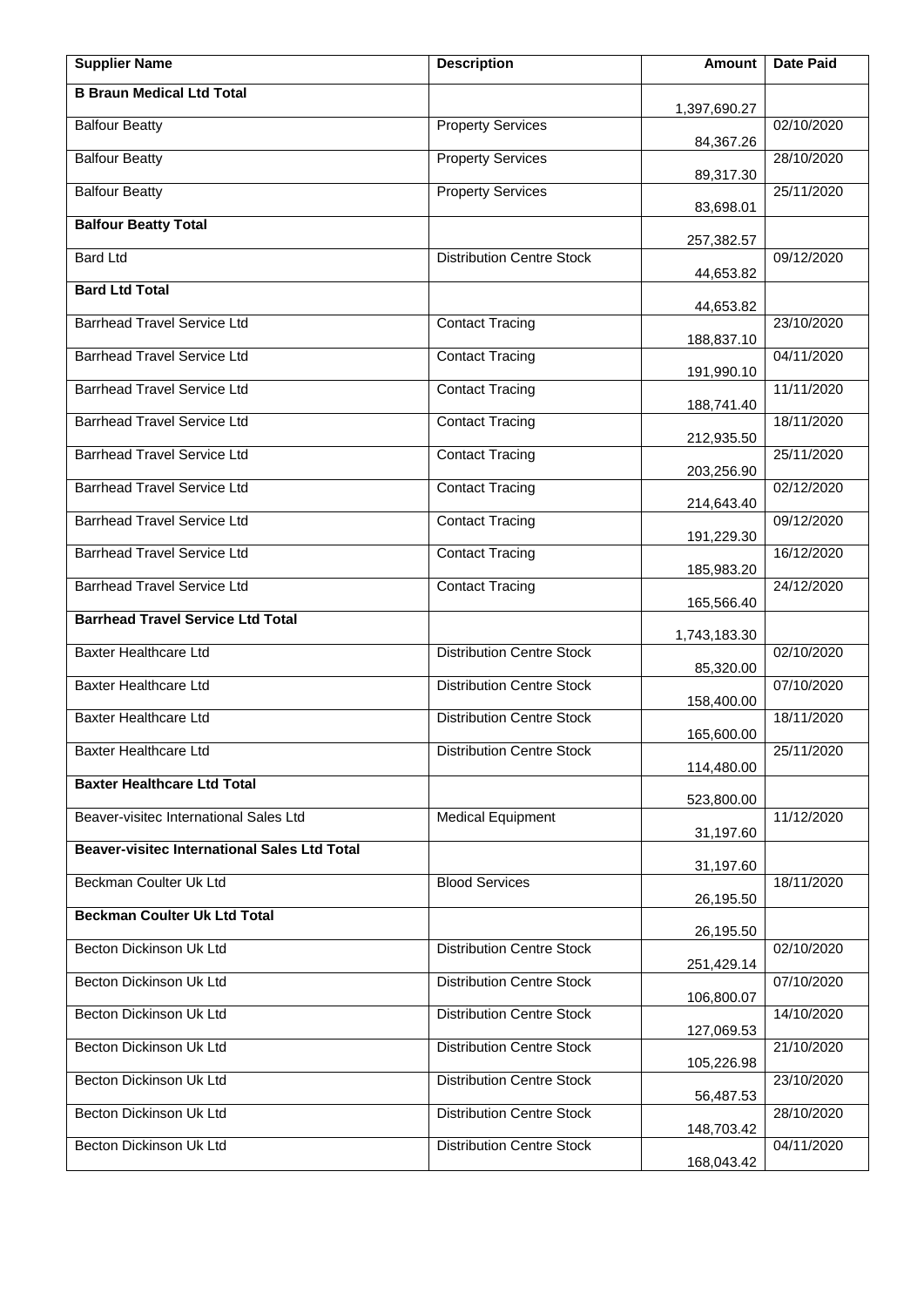| Supplier Name | Description | Amount | Date Paid |
| --- | --- | --- | --- |
| **B Braun Medical Ltd Total** | | 1,397,690.27 | |
| Balfour Beatty | Property Services | 84,367.26 | 02/10/2020 |
| Balfour Beatty | Property Services | 89,317.30 | 28/10/2020 |
| Balfour Beatty | Property Services | 83,698.01 | 25/11/2020 |
| **Balfour Beatty Total** | | 257,382.57 | |
| Bard Ltd | Distribution Centre Stock | 44,653.82 | 09/12/2020 |
| **Bard Ltd Total** | | 44,653.82 | |
| Barrhead Travel Service Ltd | Contact Tracing | 188,837.10 | 23/10/2020 |
| Barrhead Travel Service Ltd | Contact Tracing | 191,990.10 | 04/11/2020 |
| Barrhead Travel Service Ltd | Contact Tracing | 188,741.40 | 11/11/2020 |
| Barrhead Travel Service Ltd | Contact Tracing | 212,935.50 | 18/11/2020 |
| Barrhead Travel Service Ltd | Contact Tracing | 203,256.90 | 25/11/2020 |
| Barrhead Travel Service Ltd | Contact Tracing | 214,643.40 | 02/12/2020 |
| Barrhead Travel Service Ltd | Contact Tracing | 191,229.30 | 09/12/2020 |
| Barrhead Travel Service Ltd | Contact Tracing | 185,983.20 | 16/12/2020 |
| Barrhead Travel Service Ltd | Contact Tracing | 165,566.40 | 24/12/2020 |
| **Barrhead Travel Service Ltd Total** | | 1,743,183.30 | |
| Baxter Healthcare Ltd | Distribution Centre Stock | 85,320.00 | 02/10/2020 |
| Baxter Healthcare Ltd | Distribution Centre Stock | 158,400.00 | 07/10/2020 |
| Baxter Healthcare Ltd | Distribution Centre Stock | 165,600.00 | 18/11/2020 |
| Baxter Healthcare Ltd | Distribution Centre Stock | 114,480.00 | 25/11/2020 |
| **Baxter Healthcare Ltd Total** | | 523,800.00 | |
| Beaver-visitec International Sales Ltd | Medical Equipment | 31,197.60 | 11/12/2020 |
| **Beaver-visitec International Sales Ltd Total** | | 31,197.60 | |
| Beckman Coulter Uk Ltd | Blood Services | 26,195.50 | 18/11/2020 |
| **Beckman Coulter Uk Ltd Total** | | 26,195.50 | |
| Becton Dickinson Uk Ltd | Distribution Centre Stock | 251,429.14 | 02/10/2020 |
| Becton Dickinson Uk Ltd | Distribution Centre Stock | 106,800.07 | 07/10/2020 |
| Becton Dickinson Uk Ltd | Distribution Centre Stock | 127,069.53 | 14/10/2020 |
| Becton Dickinson Uk Ltd | Distribution Centre Stock | 105,226.98 | 21/10/2020 |
| Becton Dickinson Uk Ltd | Distribution Centre Stock | 56,487.53 | 23/10/2020 |
| Becton Dickinson Uk Ltd | Distribution Centre Stock | 148,703.42 | 28/10/2020 |
| Becton Dickinson Uk Ltd | Distribution Centre Stock | 168,043.42 | 04/11/2020 |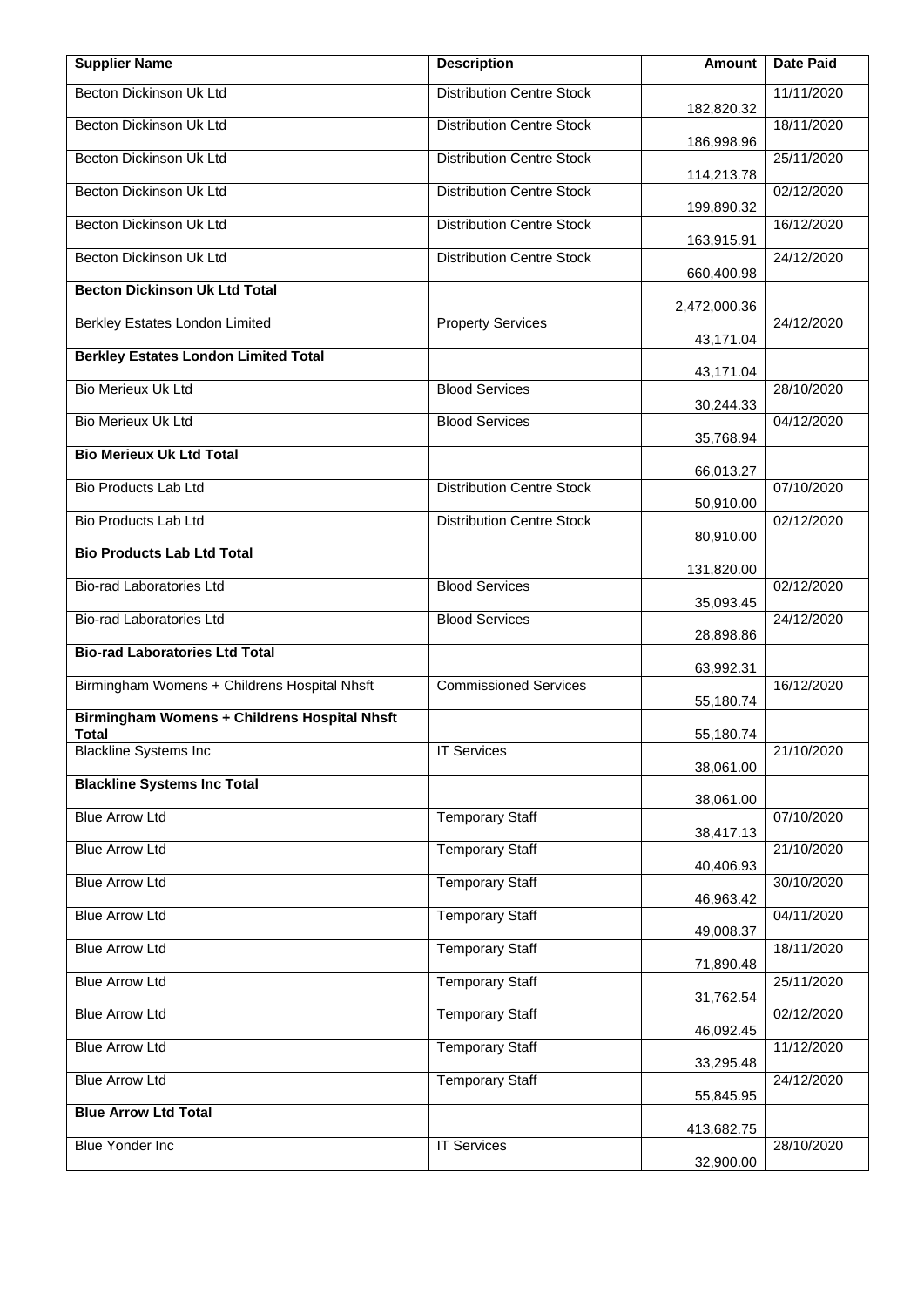| Supplier Name | Description | Amount | Date Paid |
|---|---|---|---|
| Becton Dickinson Uk Ltd | Distribution Centre Stock | 182,820.32 | 11/11/2020 |
| Becton Dickinson Uk Ltd | Distribution Centre Stock | 186,998.96 | 18/11/2020 |
| Becton Dickinson Uk Ltd | Distribution Centre Stock | 114,213.78 | 25/11/2020 |
| Becton Dickinson Uk Ltd | Distribution Centre Stock | 199,890.32 | 02/12/2020 |
| Becton Dickinson Uk Ltd | Distribution Centre Stock | 163,915.91 | 16/12/2020 |
| Becton Dickinson Uk Ltd | Distribution Centre Stock | 660,400.98 | 24/12/2020 |
| **Becton Dickinson Uk Ltd Total** | | 2,472,000.36 | |
| Berkley Estates London Limited | Property Services | 43,171.04 | 24/12/2020 |
| **Berkley Estates London Limited Total** | | 43,171.04 | |
| Bio Merieux Uk Ltd | Blood Services | 30,244.33 | 28/10/2020 |
| Bio Merieux Uk Ltd | Blood Services | 35,768.94 | 04/12/2020 |
| **Bio Merieux Uk Ltd Total** | | 66,013.27 | |
| Bio Products Lab Ltd | Distribution Centre Stock | 50,910.00 | 07/10/2020 |
| Bio Products Lab Ltd | Distribution Centre Stock | 80,910.00 | 02/12/2020 |
| **Bio Products Lab Ltd Total** | | 131,820.00 | |
| Bio-rad Laboratories Ltd | Blood Services | 35,093.45 | 02/12/2020 |
| Bio-rad Laboratories Ltd | Blood Services | 28,898.86 | 24/12/2020 |
| **Bio-rad Laboratories Ltd Total** | | 63,992.31 | |
| Birmingham Womens + Childrens Hospital Nhsft | Commissioned Services | 55,180.74 | 16/12/2020 |
| **Birmingham Womens + Childrens Hospital Nhsft Total** | | 55,180.74 | |
| Blackline Systems Inc | IT Services | 38,061.00 | 21/10/2020 |
| **Blackline Systems Inc Total** | | 38,061.00 | |
| Blue Arrow Ltd | Temporary Staff | 38,417.13 | 07/10/2020 |
| Blue Arrow Ltd | Temporary Staff | 40,406.93 | 21/10/2020 |
| Blue Arrow Ltd | Temporary Staff | 46,963.42 | 30/10/2020 |
| Blue Arrow Ltd | Temporary Staff | 49,008.37 | 04/11/2020 |
| Blue Arrow Ltd | Temporary Staff | 71,890.48 | 18/11/2020 |
| Blue Arrow Ltd | Temporary Staff | 31,762.54 | 25/11/2020 |
| Blue Arrow Ltd | Temporary Staff | 46,092.45 | 02/12/2020 |
| Blue Arrow Ltd | Temporary Staff | 33,295.48 | 11/12/2020 |
| Blue Arrow Ltd | Temporary Staff | 55,845.95 | 24/12/2020 |
| **Blue Arrow Ltd Total** | | 413,682.75 | |
| Blue Yonder Inc | IT Services | 32,900.00 | 28/10/2020 |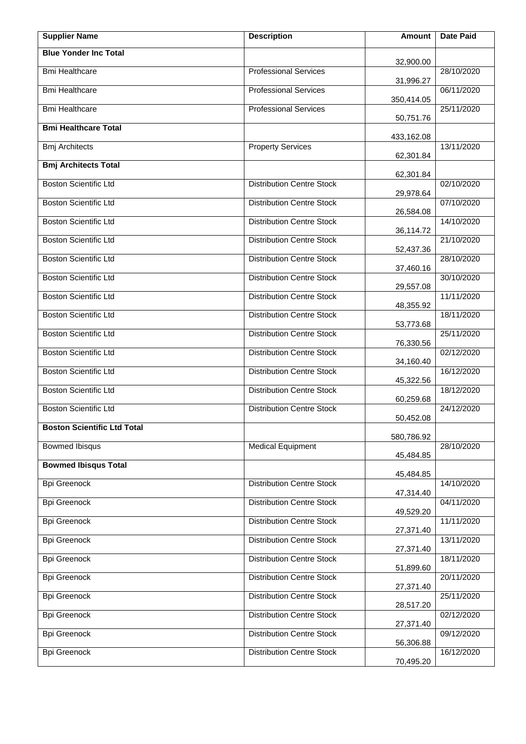| Supplier Name | Description | Amount | Date Paid |
|---|---|---|---|
| **Blue Yonder Inc Total** | | 32,900.00 | |
| Bmi Healthcare | Professional Services | 31,996.27 | 28/10/2020 |
| Bmi Healthcare | Professional Services | 350,414.05 | 06/11/2020 |
| Bmi Healthcare | Professional Services | 50,751.76 | 25/11/2020 |
| **Bmi Healthcare Total** | | 433,162.08 | |
| Bmj Architects | Property Services | 62,301.84 | 13/11/2020 |
| **Bmj Architects Total** | | 62,301.84 | |
| Boston Scientific Ltd | Distribution Centre Stock | 29,978.64 | 02/10/2020 |
| Boston Scientific Ltd | Distribution Centre Stock | 26,584.08 | 07/10/2020 |
| Boston Scientific Ltd | Distribution Centre Stock | 36,114.72 | 14/10/2020 |
| Boston Scientific Ltd | Distribution Centre Stock | 52,437.36 | 21/10/2020 |
| Boston Scientific Ltd | Distribution Centre Stock | 37,460.16 | 28/10/2020 |
| Boston Scientific Ltd | Distribution Centre Stock | 29,557.08 | 30/10/2020 |
| Boston Scientific Ltd | Distribution Centre Stock | 48,355.92 | 11/11/2020 |
| Boston Scientific Ltd | Distribution Centre Stock | 53,773.68 | 18/11/2020 |
| Boston Scientific Ltd | Distribution Centre Stock | 76,330.56 | 25/11/2020 |
| Boston Scientific Ltd | Distribution Centre Stock | 34,160.40 | 02/12/2020 |
| Boston Scientific Ltd | Distribution Centre Stock | 45,322.56 | 16/12/2020 |
| Boston Scientific Ltd | Distribution Centre Stock | 60,259.68 | 18/12/2020 |
| Boston Scientific Ltd | Distribution Centre Stock | 50,452.08 | 24/12/2020 |
| **Boston Scientific Ltd Total** | | 580,786.92 | |
| Bowmed Ibisqus | Medical Equipment | 45,484.85 | 28/10/2020 |
| **Bowmed Ibisqus Total** | | 45,484.85 | |
| Bpi Greenock | Distribution Centre Stock | 47,314.40 | 14/10/2020 |
| Bpi Greenock | Distribution Centre Stock | 49,529.20 | 04/11/2020 |
| Bpi Greenock | Distribution Centre Stock | 27,371.40 | 11/11/2020 |
| Bpi Greenock | Distribution Centre Stock | 27,371.40 | 13/11/2020 |
| Bpi Greenock | Distribution Centre Stock | 51,899.60 | 18/11/2020 |
| Bpi Greenock | Distribution Centre Stock | 27,371.40 | 20/11/2020 |
| Bpi Greenock | Distribution Centre Stock | 28,517.20 | 25/11/2020 |
| Bpi Greenock | Distribution Centre Stock | 27,371.40 | 02/12/2020 |
| Bpi Greenock | Distribution Centre Stock | 56,306.88 | 09/12/2020 |
| Bpi Greenock | Distribution Centre Stock | 70,495.20 | 16/12/2020 |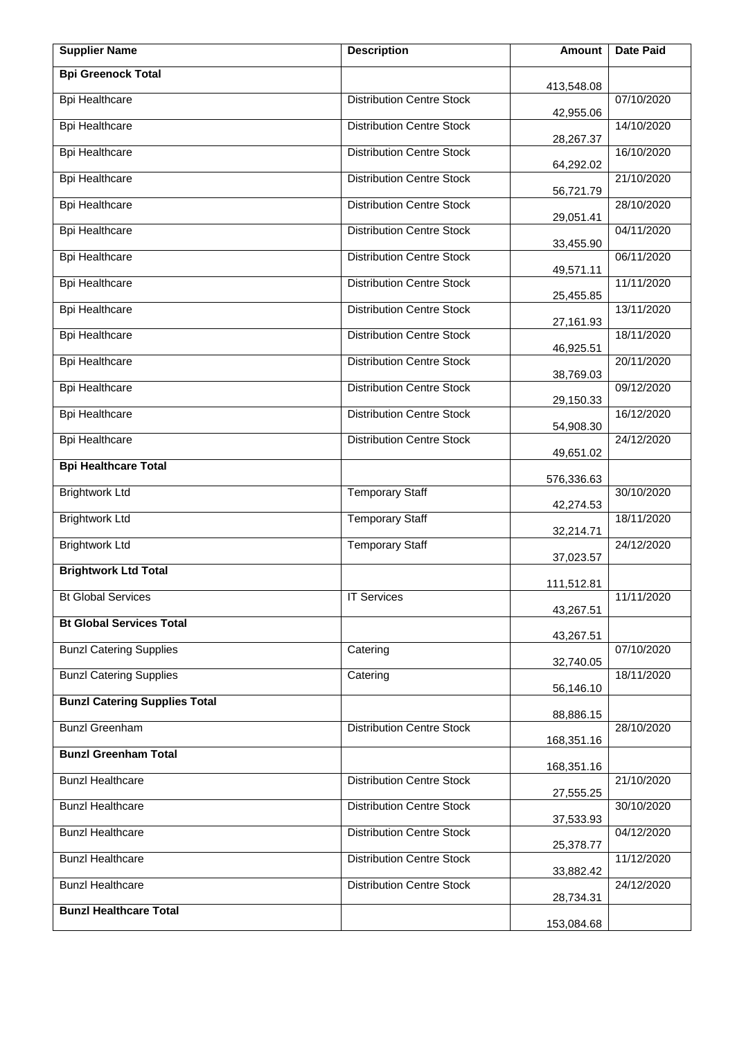| Supplier Name | Description | Amount | Date Paid |
|---|---|---|---|
| **Bpi Greenock Total** | | 413,548.08 | |
| Bpi Healthcare | Distribution Centre Stock | 42,955.06 | 07/10/2020 |
| Bpi Healthcare | Distribution Centre Stock | 28,267.37 | 14/10/2020 |
| Bpi Healthcare | Distribution Centre Stock | 64,292.02 | 16/10/2020 |
| Bpi Healthcare | Distribution Centre Stock | 56,721.79 | 21/10/2020 |
| Bpi Healthcare | Distribution Centre Stock | 29,051.41 | 28/10/2020 |
| Bpi Healthcare | Distribution Centre Stock | 33,455.90 | 04/11/2020 |
| Bpi Healthcare | Distribution Centre Stock | 49,571.11 | 06/11/2020 |
| Bpi Healthcare | Distribution Centre Stock | 25,455.85 | 11/11/2020 |
| Bpi Healthcare | Distribution Centre Stock | 27,161.93 | 13/11/2020 |
| Bpi Healthcare | Distribution Centre Stock | 46,925.51 | 18/11/2020 |
| Bpi Healthcare | Distribution Centre Stock | 38,769.03 | 20/11/2020 |
| Bpi Healthcare | Distribution Centre Stock | 29,150.33 | 09/12/2020 |
| Bpi Healthcare | Distribution Centre Stock | 54,908.30 | 16/12/2020 |
| Bpi Healthcare | Distribution Centre Stock | 49,651.02 | 24/12/2020 |
| **Bpi Healthcare Total** | | 576,336.63 | |
| Brightwork Ltd | Temporary Staff | 42,274.53 | 30/10/2020 |
| Brightwork Ltd | Temporary Staff | 32,214.71 | 18/11/2020 |
| Brightwork Ltd | Temporary Staff | 37,023.57 | 24/12/2020 |
| **Brightwork Ltd Total** | | 111,512.81 | |
| Bt Global Services | IT Services | 43,267.51 | 11/11/2020 |
| **Bt Global Services Total** | | 43,267.51 | |
| Bunzl Catering Supplies | Catering | 32,740.05 | 07/10/2020 |
| Bunzl Catering Supplies | Catering | 56,146.10 | 18/11/2020 |
| **Bunzl Catering Supplies Total** | | 88,886.15 | |
| Bunzl Greenham | Distribution Centre Stock | 168,351.16 | 28/10/2020 |
| **Bunzl Greenham Total** | | 168,351.16 | |
| Bunzl Healthcare | Distribution Centre Stock | 27,555.25 | 21/10/2020 |
| Bunzl Healthcare | Distribution Centre Stock | 37,533.93 | 30/10/2020 |
| Bunzl Healthcare | Distribution Centre Stock | 25,378.77 | 04/12/2020 |
| Bunzl Healthcare | Distribution Centre Stock | 33,882.42 | 11/12/2020 |
| Bunzl Healthcare | Distribution Centre Stock | 28,734.31 | 24/12/2020 |
| **Bunzl Healthcare Total** | | 153,084.68 | |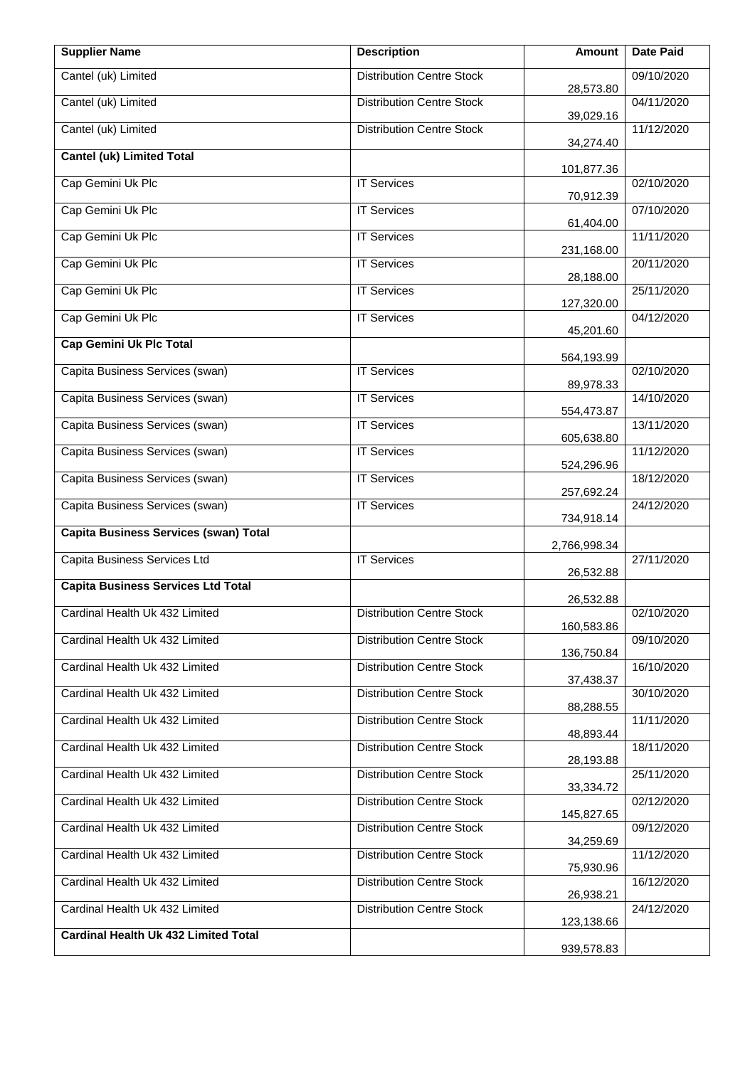| Supplier Name | Description | Amount | Date Paid |
|---|---|---|---|
| Cantel (uk) Limited | Distribution Centre Stock | 28,573.80 | 09/10/2020 |
| Cantel (uk) Limited | Distribution Centre Stock | 39,029.16 | 04/11/2020 |
| Cantel (uk) Limited | Distribution Centre Stock | 34,274.40 | 11/12/2020 |
| **Cantel (uk) Limited Total** | | 101,877.36 | |
| Cap Gemini Uk Plc | IT Services | 70,912.39 | 02/10/2020 |
| Cap Gemini Uk Plc | IT Services | 61,404.00 | 07/10/2020 |
| Cap Gemini Uk Plc | IT Services | 231,168.00 | 11/11/2020 |
| Cap Gemini Uk Plc | IT Services | 28,188.00 | 20/11/2020 |
| Cap Gemini Uk Plc | IT Services | 127,320.00 | 25/11/2020 |
| Cap Gemini Uk Plc | IT Services | 45,201.60 | 04/12/2020 |
| **Cap Gemini Uk Plc Total** | | 564,193.99 | |
| Capita Business Services (swan) | IT Services | 89,978.33 | 02/10/2020 |
| Capita Business Services (swan) | IT Services | 554,473.87 | 14/10/2020 |
| Capita Business Services (swan) | IT Services | 605,638.80 | 13/11/2020 |
| Capita Business Services (swan) | IT Services | 524,296.96 | 11/12/2020 |
| Capita Business Services (swan) | IT Services | 257,692.24 | 18/12/2020 |
| Capita Business Services (swan) | IT Services | 734,918.14 | 24/12/2020 |
| **Capita Business Services (swan) Total** | | 2,766,998.34 | |
| Capita Business Services Ltd | IT Services | 26,532.88 | 27/11/2020 |
| **Capita Business Services Ltd Total** | | 26,532.88 | |
| Cardinal Health Uk 432 Limited | Distribution Centre Stock | 160,583.86 | 02/10/2020 |
| Cardinal Health Uk 432 Limited | Distribution Centre Stock | 136,750.84 | 09/10/2020 |
| Cardinal Health Uk 432 Limited | Distribution Centre Stock | 37,438.37 | 16/10/2020 |
| Cardinal Health Uk 432 Limited | Distribution Centre Stock | 88,288.55 | 30/10/2020 |
| Cardinal Health Uk 432 Limited | Distribution Centre Stock | 48,893.44 | 11/11/2020 |
| Cardinal Health Uk 432 Limited | Distribution Centre Stock | 28,193.88 | 18/11/2020 |
| Cardinal Health Uk 432 Limited | Distribution Centre Stock | 33,334.72 | 25/11/2020 |
| Cardinal Health Uk 432 Limited | Distribution Centre Stock | 145,827.65 | 02/12/2020 |
| Cardinal Health Uk 432 Limited | Distribution Centre Stock | 34,259.69 | 09/12/2020 |
| Cardinal Health Uk 432 Limited | Distribution Centre Stock | 75,930.96 | 11/12/2020 |
| Cardinal Health Uk 432 Limited | Distribution Centre Stock | 26,938.21 | 16/12/2020 |
| Cardinal Health Uk 432 Limited | Distribution Centre Stock | 123,138.66 | 24/12/2020 |
| **Cardinal Health Uk 432 Limited Total** | | 939,578.83 | |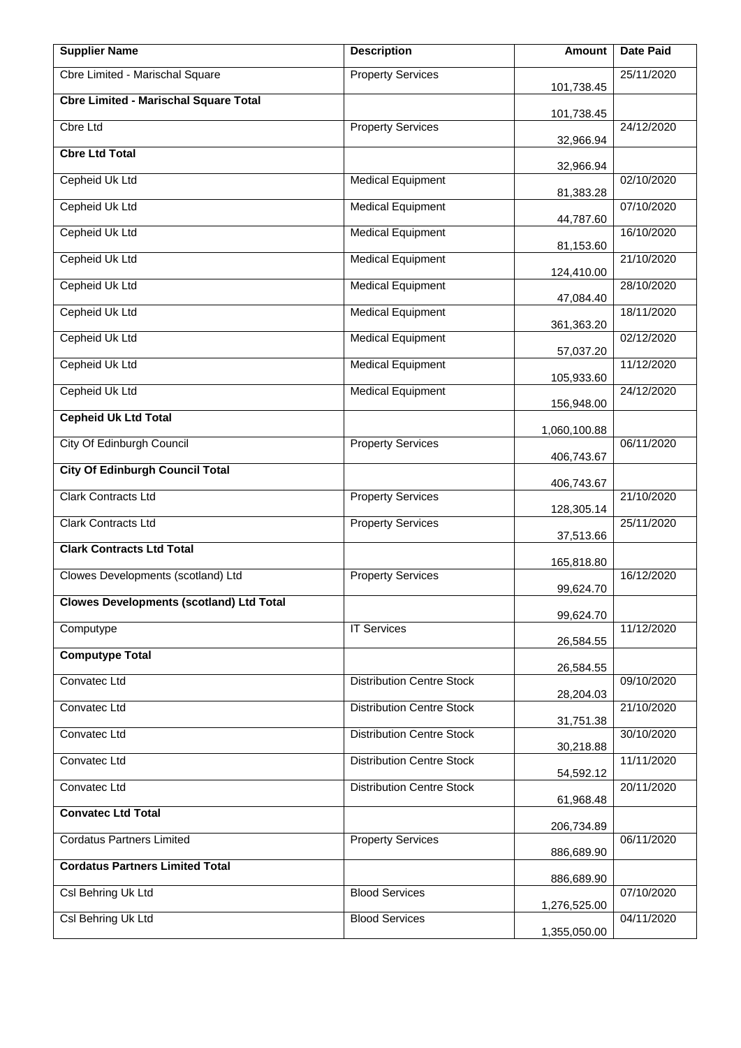| Supplier Name | Description | Amount | Date Paid |
| --- | --- | --- | --- |
| Cbre Limited - Marischal Square | Property Services | 101,738.45 | 25/11/2020 |
| **Cbre Limited - Marischal Square Total** | | 101,738.45 | |
| Cbre Ltd | Property Services | 32,966.94 | 24/12/2020 |
| **Cbre Ltd Total** | | 32,966.94 | |
| Cepheid Uk Ltd | Medical Equipment | 81,383.28 | 02/10/2020 |
| Cepheid Uk Ltd | Medical Equipment | 44,787.60 | 07/10/2020 |
| Cepheid Uk Ltd | Medical Equipment | 81,153.60 | 16/10/2020 |
| Cepheid Uk Ltd | Medical Equipment | 124,410.00 | 21/10/2020 |
| Cepheid Uk Ltd | Medical Equipment | 47,084.40 | 28/10/2020 |
| Cepheid Uk Ltd | Medical Equipment | 361,363.20 | 18/11/2020 |
| Cepheid Uk Ltd | Medical Equipment | 57,037.20 | 02/12/2020 |
| Cepheid Uk Ltd | Medical Equipment | 105,933.60 | 11/12/2020 |
| Cepheid Uk Ltd | Medical Equipment | 156,948.00 | 24/12/2020 |
| **Cepheid Uk Ltd Total** | | 1,060,100.88 | |
| City Of Edinburgh Council | Property Services | 406,743.67 | 06/11/2020 |
| **City Of Edinburgh Council Total** | | 406,743.67 | |
| Clark Contracts Ltd | Property Services | 128,305.14 | 21/10/2020 |
| Clark Contracts Ltd | Property Services | 37,513.66 | 25/11/2020 |
| **Clark Contracts Ltd Total** | | 165,818.80 | |
| Clowes Developments (scotland) Ltd | Property Services | 99,624.70 | 16/12/2020 |
| **Clowes Developments (scotland) Ltd Total** | | 99,624.70 | |
| Computype | IT Services | 26,584.55 | 11/12/2020 |
| **Computype Total** | | 26,584.55 | |
| Convatec Ltd | Distribution Centre Stock | 28,204.03 | 09/10/2020 |
| Convatec Ltd | Distribution Centre Stock | 31,751.38 | 21/10/2020 |
| Convatec Ltd | Distribution Centre Stock | 30,218.88 | 30/10/2020 |
| Convatec Ltd | Distribution Centre Stock | 54,592.12 | 11/11/2020 |
| Convatec Ltd | Distribution Centre Stock | 61,968.48 | 20/11/2020 |
| **Convatec Ltd Total** | | 206,734.89 | |
| Cordatus Partners Limited | Property Services | 886,689.90 | 06/11/2020 |
| **Cordatus Partners Limited Total** | | 886,689.90 | |
| Csl Behring Uk Ltd | Blood Services | 1,276,525.00 | 07/10/2020 |
| Csl Behring Uk Ltd | Blood Services | 1,355,050.00 | 04/11/2020 |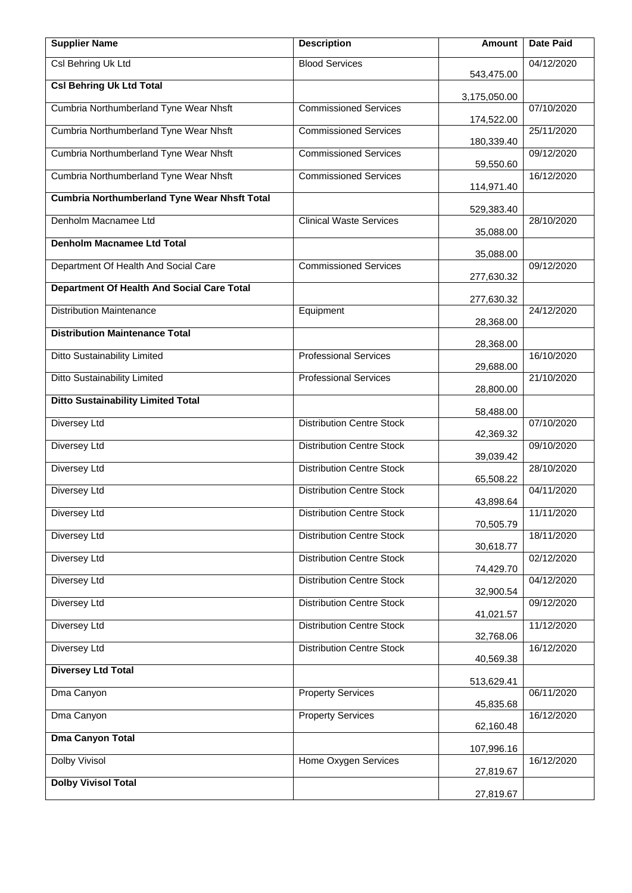| Supplier Name | Description | Amount | Date Paid |
|---|---|---|---|
| Csl Behring Uk Ltd | Blood Services | 543,475.00 | 04/12/2020 |
| **Csl Behring Uk Ltd Total** | | 3,175,050.00 | |
| Cumbria Northumberland Tyne Wear Nhsft | Commissioned Services | 174,522.00 | 07/10/2020 |
| Cumbria Northumberland Tyne Wear Nhsft | Commissioned Services | 180,339.40 | 25/11/2020 |
| Cumbria Northumberland Tyne Wear Nhsft | Commissioned Services | 59,550.60 | 09/12/2020 |
| Cumbria Northumberland Tyne Wear Nhsft | Commissioned Services | 114,971.40 | 16/12/2020 |
| **Cumbria Northumberland Tyne Wear Nhsft Total** | | 529,383.40 | |
| Denholm Macnamee Ltd | Clinical Waste Services | 35,088.00 | 28/10/2020 |
| **Denholm Macnamee Ltd Total** | | 35,088.00 | |
| Department Of Health And Social Care | Commissioned Services | 277,630.32 | 09/12/2020 |
| **Department Of Health And Social Care Total** | | 277,630.32 | |
| Distribution Maintenance | Equipment | 28,368.00 | 24/12/2020 |
| **Distribution Maintenance Total** | | 28,368.00 | |
| Ditto Sustainability Limited | Professional Services | 29,688.00 | 16/10/2020 |
| Ditto Sustainability Limited | Professional Services | 28,800.00 | 21/10/2020 |
| **Ditto Sustainability Limited Total** | | 58,488.00 | |
| Diversey Ltd | Distribution Centre Stock | 42,369.32 | 07/10/2020 |
| Diversey Ltd | Distribution Centre Stock | 39,039.42 | 09/10/2020 |
| Diversey Ltd | Distribution Centre Stock | 65,508.22 | 28/10/2020 |
| Diversey Ltd | Distribution Centre Stock | 43,898.64 | 04/11/2020 |
| Diversey Ltd | Distribution Centre Stock | 70,505.79 | 11/11/2020 |
| Diversey Ltd | Distribution Centre Stock | 30,618.77 | 18/11/2020 |
| Diversey Ltd | Distribution Centre Stock | 74,429.70 | 02/12/2020 |
| Diversey Ltd | Distribution Centre Stock | 32,900.54 | 04/12/2020 |
| Diversey Ltd | Distribution Centre Stock | 41,021.57 | 09/12/2020 |
| Diversey Ltd | Distribution Centre Stock | 32,768.06 | 11/12/2020 |
| Diversey Ltd | Distribution Centre Stock | 40,569.38 | 16/12/2020 |
| **Diversey Ltd Total** | | 513,629.41 | |
| Dma Canyon | Property Services | 45,835.68 | 06/11/2020 |
| Dma Canyon | Property Services | 62,160.48 | 16/12/2020 |
| **Dma Canyon Total** | | 107,996.16 | |
| Dolby Vivisol | Home Oxygen Services | 27,819.67 | 16/12/2020 |
| **Dolby Vivisol Total** | | 27,819.67 | |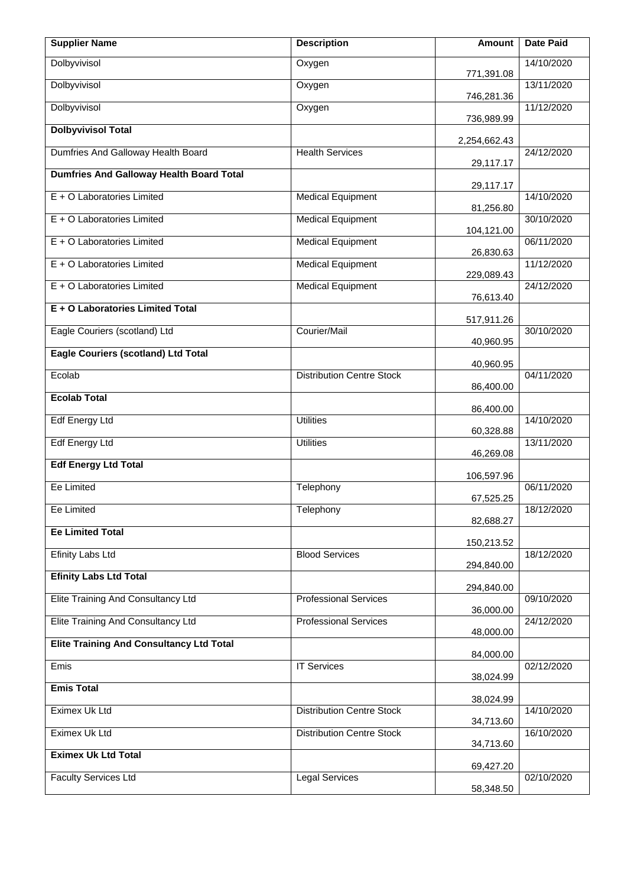| Supplier Name | Description | Amount | Date Paid |
|---|---|---|---|
| Dolbyvivisol | Oxygen | 771,391.08 | 14/10/2020 |
| Dolbyvivisol | Oxygen | 746,281.36 | 13/11/2020 |
| Dolbyvivisol | Oxygen | 736,989.99 | 11/12/2020 |
| **Dolbyvivisol Total** | | 2,254,662.43 | |
| Dumfries And Galloway Health Board | Health Services | 29,117.17 | 24/12/2020 |
| **Dumfries And Galloway Health Board Total** | | 29,117.17 | |
| E + O Laboratories Limited | Medical Equipment | 81,256.80 | 14/10/2020 |
| E + O Laboratories Limited | Medical Equipment | 104,121.00 | 30/10/2020 |
| E + O Laboratories Limited | Medical Equipment | 26,830.63 | 06/11/2020 |
| E + O Laboratories Limited | Medical Equipment | 229,089.43 | 11/12/2020 |
| E + O Laboratories Limited | Medical Equipment | 76,613.40 | 24/12/2020 |
| **E + O Laboratories Limited Total** | | 517,911.26 | |
| Eagle Couriers (scotland) Ltd | Courier/Mail | 40,960.95 | 30/10/2020 |
| **Eagle Couriers (scotland) Ltd Total** | | 40,960.95 | |
| Ecolab | Distribution Centre Stock | 86,400.00 | 04/11/2020 |
| **Ecolab Total** | | 86,400.00 | |
| Edf Energy Ltd | Utilities | 60,328.88 | 14/10/2020 |
| Edf Energy Ltd | Utilities | 46,269.08 | 13/11/2020 |
| **Edf Energy Ltd Total** | | 106,597.96 | |
| Ee Limited | Telephony | 67,525.25 | 06/11/2020 |
| Ee Limited | Telephony | 82,688.27 | 18/12/2020 |
| **Ee Limited Total** | | 150,213.52 | |
| Efinity Labs Ltd | Blood Services | 294,840.00 | 18/12/2020 |
| **Efinity Labs Ltd Total** | | 294,840.00 | |
| Elite Training And Consultancy Ltd | Professional Services | 36,000.00 | 09/10/2020 |
| Elite Training And Consultancy Ltd | Professional Services | 48,000.00 | 24/12/2020 |
| **Elite Training And Consultancy Ltd Total** | | 84,000.00 | |
| Emis | IT Services | 38,024.99 | 02/12/2020 |
| **Emis Total** | | 38,024.99 | |
| Eximex Uk Ltd | Distribution Centre Stock | 34,713.60 | 14/10/2020 |
| Eximex Uk Ltd | Distribution Centre Stock | 34,713.60 | 16/10/2020 |
| **Eximex Uk Ltd Total** | | 69,427.20 | |
| Faculty Services Ltd | Legal Services | 58,348.50 | 02/10/2020 |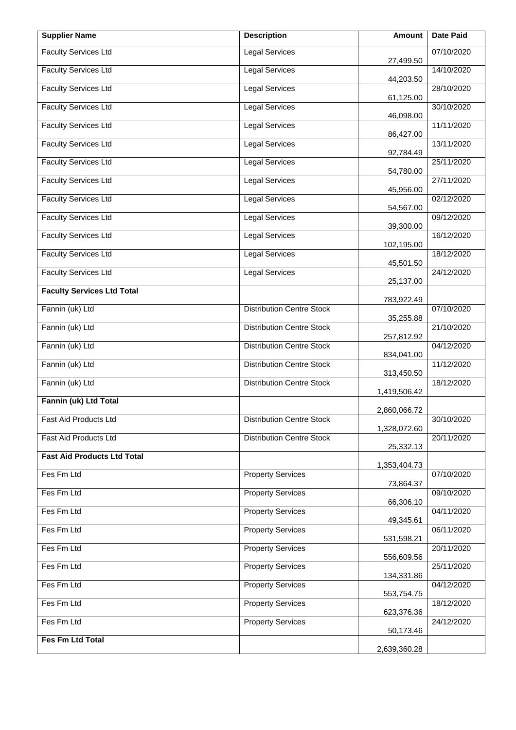| Supplier Name | Description | Amount | Date Paid |
|---|---|---|---|
| Faculty Services Ltd | Legal Services | 27,499.50 | 07/10/2020 |
| Faculty Services Ltd | Legal Services | 44,203.50 | 14/10/2020 |
| Faculty Services Ltd | Legal Services | 61,125.00 | 28/10/2020 |
| Faculty Services Ltd | Legal Services | 46,098.00 | 30/10/2020 |
| Faculty Services Ltd | Legal Services | 86,427.00 | 11/11/2020 |
| Faculty Services Ltd | Legal Services | 92,784.49 | 13/11/2020 |
| Faculty Services Ltd | Legal Services | 54,780.00 | 25/11/2020 |
| Faculty Services Ltd | Legal Services | 45,956.00 | 27/11/2020 |
| Faculty Services Ltd | Legal Services | 54,567.00 | 02/12/2020 |
| Faculty Services Ltd | Legal Services | 39,300.00 | 09/12/2020 |
| Faculty Services Ltd | Legal Services | 102,195.00 | 16/12/2020 |
| Faculty Services Ltd | Legal Services | 45,501.50 | 18/12/2020 |
| Faculty Services Ltd | Legal Services | 25,137.00 | 24/12/2020 |
| **Faculty Services Ltd Total** | | 783,922.49 | |
| Fannin (uk) Ltd | Distribution Centre Stock | 35,255.88 | 07/10/2020 |
| Fannin (uk) Ltd | Distribution Centre Stock | 257,812.92 | 21/10/2020 |
| Fannin (uk) Ltd | Distribution Centre Stock | 834,041.00 | 04/12/2020 |
| Fannin (uk) Ltd | Distribution Centre Stock | 313,450.50 | 11/12/2020 |
| Fannin (uk) Ltd | Distribution Centre Stock | 1,419,506.42 | 18/12/2020 |
| **Fannin (uk) Ltd Total** | | 2,860,066.72 | |
| Fast Aid Products Ltd | Distribution Centre Stock | 1,328,072.60 | 30/10/2020 |
| Fast Aid Products Ltd | Distribution Centre Stock | 25,332.13 | 20/11/2020 |
| **Fast Aid Products Ltd Total** | | 1,353,404.73 | |
| Fes Fm Ltd | Property Services | 73,864.37 | 07/10/2020 |
| Fes Fm Ltd | Property Services | 66,306.10 | 09/10/2020 |
| Fes Fm Ltd | Property Services | 49,345.61 | 04/11/2020 |
| Fes Fm Ltd | Property Services | 531,598.21 | 06/11/2020 |
| Fes Fm Ltd | Property Services | 556,609.56 | 20/11/2020 |
| Fes Fm Ltd | Property Services | 134,331.86 | 25/11/2020 |
| Fes Fm Ltd | Property Services | 553,754.75 | 04/12/2020 |
| Fes Fm Ltd | Property Services | 623,376.36 | 18/12/2020 |
| Fes Fm Ltd | Property Services | 50,173.46 | 24/12/2020 |
| **Fes Fm Ltd Total** | | 2,639,360.28 | |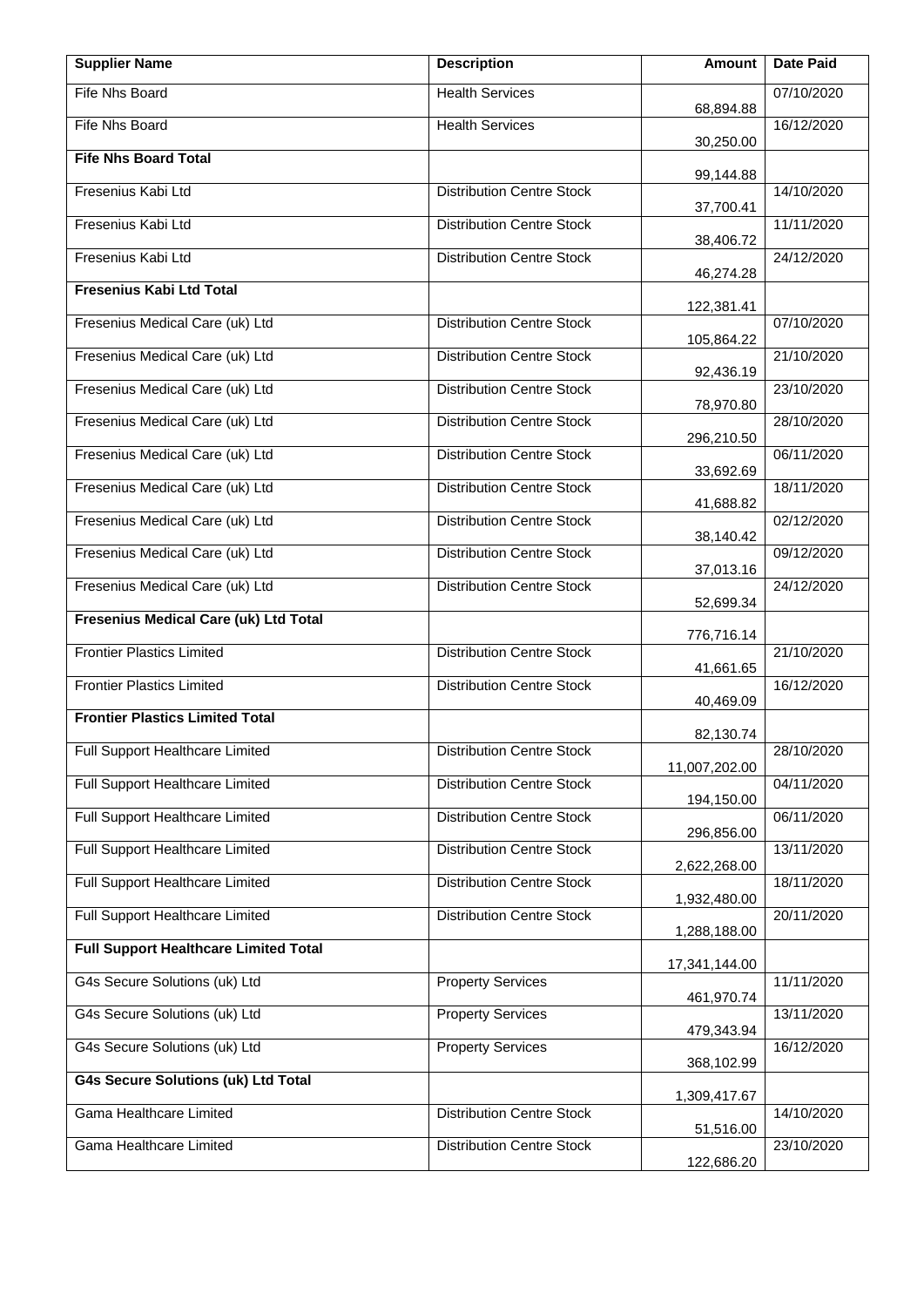| Supplier Name | Description | Amount | Date Paid |
| --- | --- | --- | --- |
| Fife Nhs Board | Health Services | 68,894.88 | 07/10/2020 |
| Fife Nhs Board | Health Services | 30,250.00 | 16/12/2020 |
| **Fife Nhs Board Total** | | 99,144.88 | |
| Fresenius Kabi Ltd | Distribution Centre Stock | 37,700.41 | 14/10/2020 |
| Fresenius Kabi Ltd | Distribution Centre Stock | 38,406.72 | 11/11/2020 |
| Fresenius Kabi Ltd | Distribution Centre Stock | 46,274.28 | 24/12/2020 |
| **Fresenius Kabi Ltd Total** | | 122,381.41 | |
| Fresenius Medical Care (uk) Ltd | Distribution Centre Stock | 105,864.22 | 07/10/2020 |
| Fresenius Medical Care (uk) Ltd | Distribution Centre Stock | 92,436.19 | 21/10/2020 |
| Fresenius Medical Care (uk) Ltd | Distribution Centre Stock | 78,970.80 | 23/10/2020 |
| Fresenius Medical Care (uk) Ltd | Distribution Centre Stock | 296,210.50 | 28/10/2020 |
| Fresenius Medical Care (uk) Ltd | Distribution Centre Stock | 33,692.69 | 06/11/2020 |
| Fresenius Medical Care (uk) Ltd | Distribution Centre Stock | 41,688.82 | 18/11/2020 |
| Fresenius Medical Care (uk) Ltd | Distribution Centre Stock | 38,140.42 | 02/12/2020 |
| Fresenius Medical Care (uk) Ltd | Distribution Centre Stock | 37,013.16 | 09/12/2020 |
| Fresenius Medical Care (uk) Ltd | Distribution Centre Stock | 52,699.34 | 24/12/2020 |
| **Fresenius Medical Care (uk) Ltd Total** | | 776,716.14 | |
| Frontier Plastics Limited | Distribution Centre Stock | 41,661.65 | 21/10/2020 |
| Frontier Plastics Limited | Distribution Centre Stock | 40,469.09 | 16/12/2020 |
| **Frontier Plastics Limited Total** | | 82,130.74 | |
| Full Support Healthcare Limited | Distribution Centre Stock | 11,007,202.00 | 28/10/2020 |
| Full Support Healthcare Limited | Distribution Centre Stock | 194,150.00 | 04/11/2020 |
| Full Support Healthcare Limited | Distribution Centre Stock | 296,856.00 | 06/11/2020 |
| Full Support Healthcare Limited | Distribution Centre Stock | 2,622,268.00 | 13/11/2020 |
| Full Support Healthcare Limited | Distribution Centre Stock | 1,932,480.00 | 18/11/2020 |
| Full Support Healthcare Limited | Distribution Centre Stock | 1,288,188.00 | 20/11/2020 |
| **Full Support Healthcare Limited Total** | | 17,341,144.00 | |
| G4s Secure Solutions (uk) Ltd | Property Services | 461,970.74 | 11/11/2020 |
| G4s Secure Solutions (uk) Ltd | Property Services | 479,343.94 | 13/11/2020 |
| G4s Secure Solutions (uk) Ltd | Property Services | 368,102.99 | 16/12/2020 |
| **G4s Secure Solutions (uk) Ltd Total** | | 1,309,417.67 | |
| Gama Healthcare Limited | Distribution Centre Stock | 51,516.00 | 14/10/2020 |
| Gama Healthcare Limited | Distribution Centre Stock | 122,686.20 | 23/10/2020 |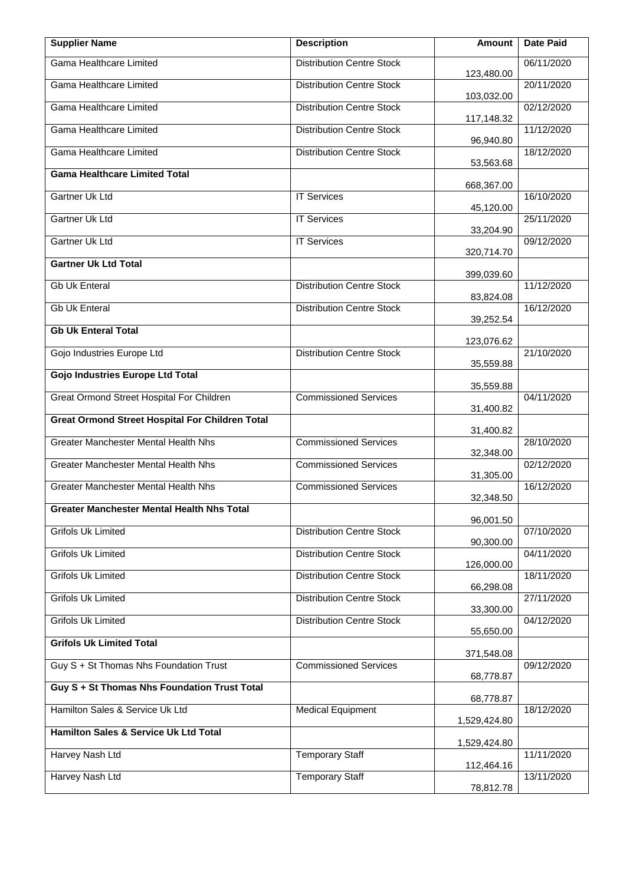| Supplier Name | Description | Amount | Date Paid |
|---|---|---|---|
| Gama Healthcare Limited | Distribution Centre Stock | 123,480.00 | 06/11/2020 |
| Gama Healthcare Limited | Distribution Centre Stock | 103,032.00 | 20/11/2020 |
| Gama Healthcare Limited | Distribution Centre Stock | 117,148.32 | 02/12/2020 |
| Gama Healthcare Limited | Distribution Centre Stock | 96,940.80 | 11/12/2020 |
| Gama Healthcare Limited | Distribution Centre Stock | 53,563.68 | 18/12/2020 |
| **Gama Healthcare Limited Total** | | 668,367.00 | |
| Gartner Uk Ltd | IT Services | 45,120.00 | 16/10/2020 |
| Gartner Uk Ltd | IT Services | 33,204.90 | 25/11/2020 |
| Gartner Uk Ltd | IT Services | 320,714.70 | 09/12/2020 |
| **Gartner Uk Ltd Total** | | 399,039.60 | |
| Gb Uk Enteral | Distribution Centre Stock | 83,824.08 | 11/12/2020 |
| Gb Uk Enteral | Distribution Centre Stock | 39,252.54 | 16/12/2020 |
| **Gb Uk Enteral Total** | | 123,076.62 | |
| Gojo Industries Europe Ltd | Distribution Centre Stock | 35,559.88 | 21/10/2020 |
| **Gojo Industries Europe Ltd Total** | | 35,559.88 | |
| Great Ormond Street Hospital For Children | Commissioned Services | 31,400.82 | 04/11/2020 |
| **Great Ormond Street Hospital For Children Total** | | 31,400.82 | |
| Greater Manchester Mental Health Nhs | Commissioned Services | 32,348.00 | 28/10/2020 |
| Greater Manchester Mental Health Nhs | Commissioned Services | 31,305.00 | 02/12/2020 |
| Greater Manchester Mental Health Nhs | Commissioned Services | 32,348.50 | 16/12/2020 |
| **Greater Manchester Mental Health Nhs Total** | | 96,001.50 | |
| Grifols Uk Limited | Distribution Centre Stock | 90,300.00 | 07/10/2020 |
| Grifols Uk Limited | Distribution Centre Stock | 126,000.00 | 04/11/2020 |
| Grifols Uk Limited | Distribution Centre Stock | 66,298.08 | 18/11/2020 |
| Grifols Uk Limited | Distribution Centre Stock | 33,300.00 | 27/11/2020 |
| Grifols Uk Limited | Distribution Centre Stock | 55,650.00 | 04/12/2020 |
| **Grifols Uk Limited Total** | | 371,548.08 | |
| Guy S + St Thomas Nhs Foundation Trust | Commissioned Services | 68,778.87 | 09/12/2020 |
| **Guy S + St Thomas Nhs Foundation Trust Total** | | 68,778.87 | |
| Hamilton Sales & Service Uk Ltd | Medical Equipment | 1,529,424.80 | 18/12/2020 |
| **Hamilton Sales & Service Uk Ltd Total** | | 1,529,424.80 | |
| Harvey Nash Ltd | Temporary Staff | 112,464.16 | 11/11/2020 |
| Harvey Nash Ltd | Temporary Staff | 78,812.78 | 13/11/2020 |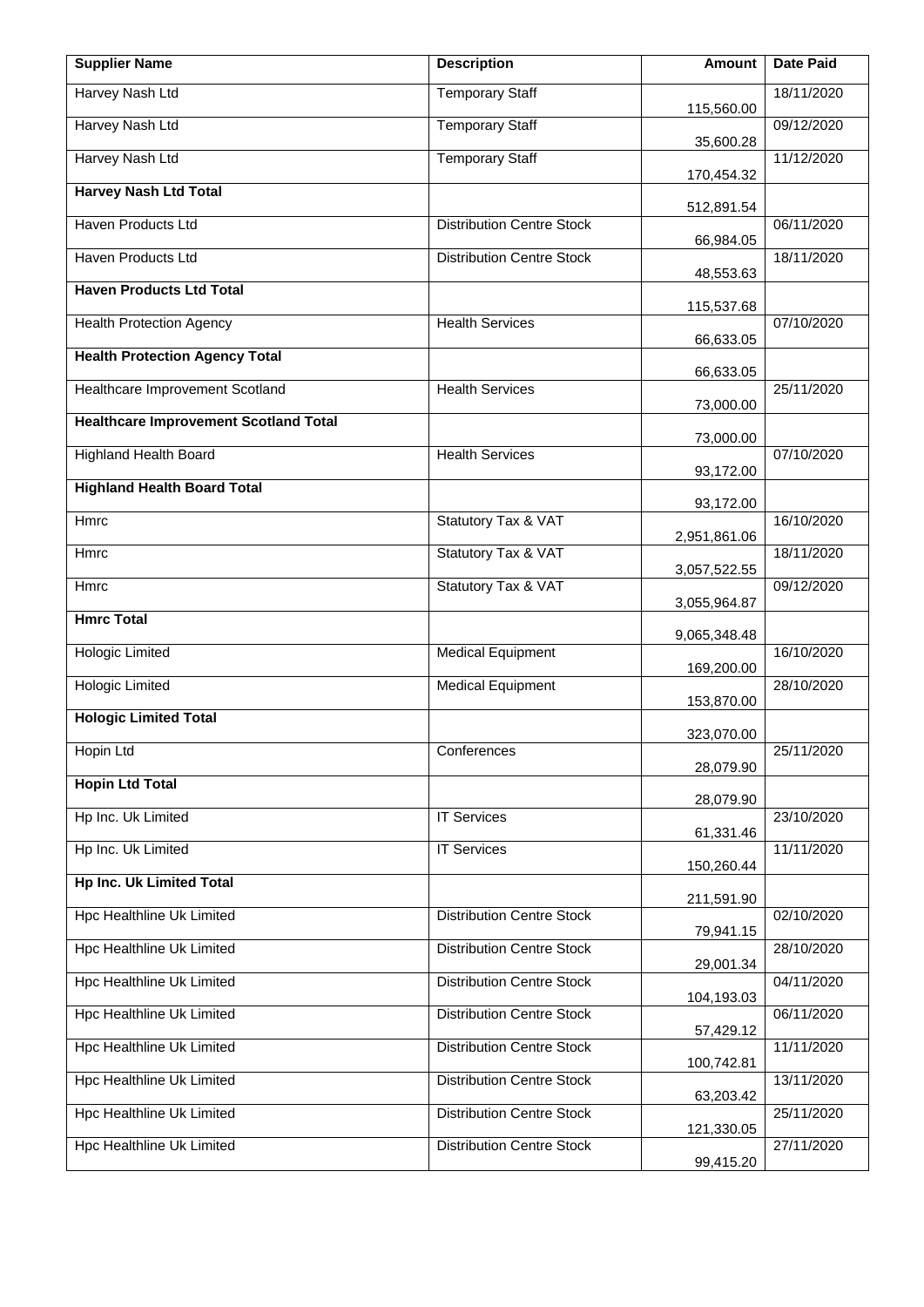| Supplier Name | Description | Amount | Date Paid |
|---|---|---|---|
| Harvey Nash Ltd | Temporary Staff | 115,560.00 | 18/11/2020 |
| Harvey Nash Ltd | Temporary Staff | 35,600.28 | 09/12/2020 |
| Harvey Nash Ltd | Temporary Staff | 170,454.32 | 11/12/2020 |
| **Harvey Nash Ltd Total** | | 512,891.54 | |
| Haven Products Ltd | Distribution Centre Stock | 66,984.05 | 06/11/2020 |
| Haven Products Ltd | Distribution Centre Stock | 48,553.63 | 18/11/2020 |
| **Haven Products Ltd Total** | | 115,537.68 | |
| Health Protection Agency | Health Services | 66,633.05 | 07/10/2020 |
| **Health Protection Agency Total** | | 66,633.05 | |
| Healthcare Improvement Scotland | Health Services | 73,000.00 | 25/11/2020 |
| **Healthcare Improvement Scotland Total** | | 73,000.00 | |
| Highland Health Board | Health Services | 93,172.00 | 07/10/2020 |
| **Highland Health Board Total** | | 93,172.00 | |
| Hmrc | Statutory Tax & VAT | 2,951,861.06 | 16/10/2020 |
| Hmrc | Statutory Tax & VAT | 3,057,522.55 | 18/11/2020 |
| Hmrc | Statutory Tax & VAT | 3,055,964.87 | 09/12/2020 |
| **Hmrc Total** | | 9,065,348.48 | |
| Hologic Limited | Medical Equipment | 169,200.00 | 16/10/2020 |
| Hologic Limited | Medical Equipment | 153,870.00 | 28/10/2020 |
| **Hologic Limited Total** | | 323,070.00 | |
| Hopin Ltd | Conferences | 28,079.90 | 25/11/2020 |
| **Hopin Ltd Total** | | 28,079.90 | |
| Hp Inc. Uk Limited | IT Services | 61,331.46 | 23/10/2020 |
| Hp Inc. Uk Limited | IT Services | 150,260.44 | 11/11/2020 |
| **Hp Inc. Uk Limited Total** | | 211,591.90 | |
| Hpc Healthline Uk Limited | Distribution Centre Stock | 79,941.15 | 02/10/2020 |
| Hpc Healthline Uk Limited | Distribution Centre Stock | 29,001.34 | 28/10/2020 |
| Hpc Healthline Uk Limited | Distribution Centre Stock | 104,193.03 | 04/11/2020 |
| Hpc Healthline Uk Limited | Distribution Centre Stock | 57,429.12 | 06/11/2020 |
| Hpc Healthline Uk Limited | Distribution Centre Stock | 100,742.81 | 11/11/2020 |
| Hpc Healthline Uk Limited | Distribution Centre Stock | 63,203.42 | 13/11/2020 |
| Hpc Healthline Uk Limited | Distribution Centre Stock | 121,330.05 | 25/11/2020 |
| Hpc Healthline Uk Limited | Distribution Centre Stock | 99,415.20 | 27/11/2020 |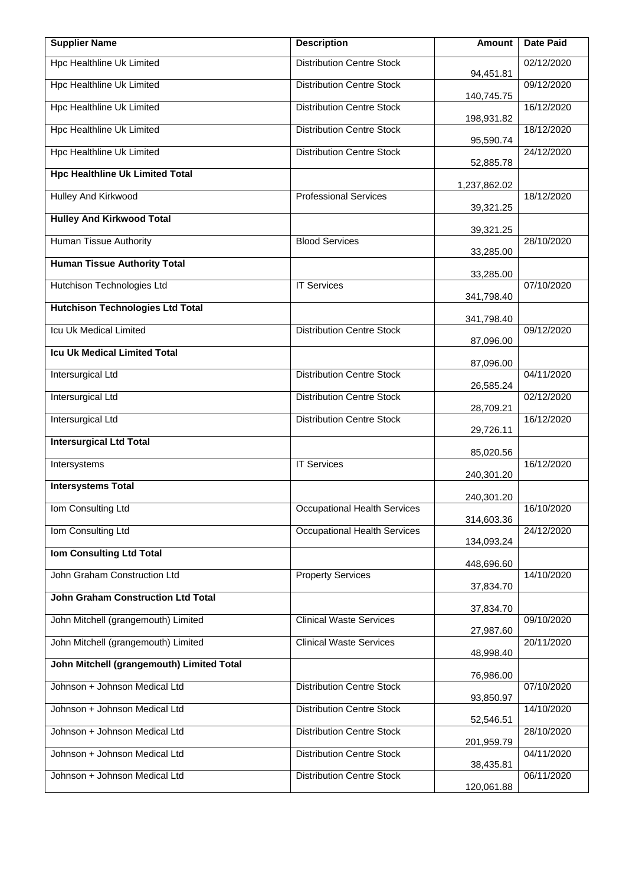| Supplier Name | Description | Amount | Date Paid |
|---|---|---|---|
| Hpc Healthline Uk Limited | Distribution Centre Stock | 94,451.81 | 02/12/2020 |
| Hpc Healthline Uk Limited | Distribution Centre Stock | 140,745.75 | 09/12/2020 |
| Hpc Healthline Uk Limited | Distribution Centre Stock | 198,931.82 | 16/12/2020 |
| Hpc Healthline Uk Limited | Distribution Centre Stock | 95,590.74 | 18/12/2020 |
| Hpc Healthline Uk Limited | Distribution Centre Stock | 52,885.78 | 24/12/2020 |
| **Hpc Healthline Uk Limited Total** | | 1,237,862.02 | |
| Hulley And Kirkwood | Professional Services | 39,321.25 | 18/12/2020 |
| **Hulley And Kirkwood Total** | | 39,321.25 | |
| Human Tissue Authority | Blood Services | 33,285.00 | 28/10/2020 |
| **Human Tissue Authority Total** | | 33,285.00 | |
| Hutchison Technologies Ltd | IT Services | 341,798.40 | 07/10/2020 |
| **Hutchison Technologies Ltd Total** | | 341,798.40 | |
| Icu Uk Medical Limited | Distribution Centre Stock | 87,096.00 | 09/12/2020 |
| **Icu Uk Medical Limited Total** | | 87,096.00 | |
| Intersurgical Ltd | Distribution Centre Stock | 26,585.24 | 04/11/2020 |
| Intersurgical Ltd | Distribution Centre Stock | 28,709.21 | 02/12/2020 |
| Intersurgical Ltd | Distribution Centre Stock | 29,726.11 | 16/12/2020 |
| **Intersurgical Ltd Total** | | 85,020.56 | |
| Intersystems | IT Services | 240,301.20 | 16/12/2020 |
| **Intersystems Total** | | 240,301.20 | |
| Iom Consulting Ltd | Occupational Health Services | 314,603.36 | 16/10/2020 |
| Iom Consulting Ltd | Occupational Health Services | 134,093.24 | 24/12/2020 |
| **Iom Consulting Ltd Total** | | 448,696.60 | |
| John Graham Construction Ltd | Property Services | 37,834.70 | 14/10/2020 |
| **John Graham Construction Ltd Total** | | 37,834.70 | |
| John Mitchell (grangemouth) Limited | Clinical Waste Services | 27,987.60 | 09/10/2020 |
| John Mitchell (grangemouth) Limited | Clinical Waste Services | 48,998.40 | 20/11/2020 |
| **John Mitchell (grangemouth) Limited Total** | | 76,986.00 | |
| Johnson + Johnson Medical Ltd | Distribution Centre Stock | 93,850.97 | 07/10/2020 |
| Johnson + Johnson Medical Ltd | Distribution Centre Stock | 52,546.51 | 14/10/2020 |
| Johnson + Johnson Medical Ltd | Distribution Centre Stock | 201,959.79 | 28/10/2020 |
| Johnson + Johnson Medical Ltd | Distribution Centre Stock | 38,435.81 | 04/11/2020 |
| Johnson + Johnson Medical Ltd | Distribution Centre Stock | 120,061.88 | 06/11/2020 |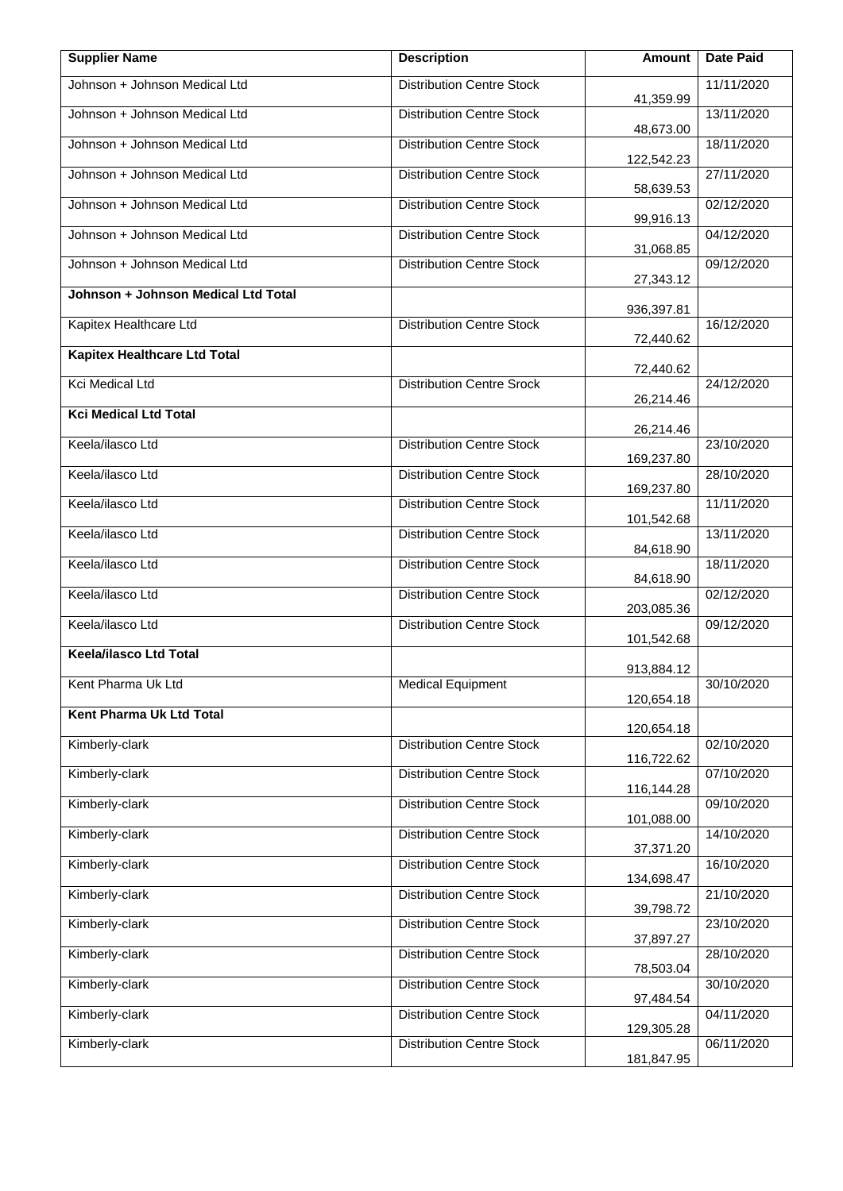| Supplier Name | Description | Amount | Date Paid |
|---|---|---|---|
| Johnson + Johnson Medical Ltd | Distribution Centre Stock | 41,359.99 | 11/11/2020 |
| Johnson + Johnson Medical Ltd | Distribution Centre Stock | 48,673.00 | 13/11/2020 |
| Johnson + Johnson Medical Ltd | Distribution Centre Stock | 122,542.23 | 18/11/2020 |
| Johnson + Johnson Medical Ltd | Distribution Centre Stock | 58,639.53 | 27/11/2020 |
| Johnson + Johnson Medical Ltd | Distribution Centre Stock | 99,916.13 | 02/12/2020 |
| Johnson + Johnson Medical Ltd | Distribution Centre Stock | 31,068.85 | 04/12/2020 |
| Johnson + Johnson Medical Ltd | Distribution Centre Stock | 27,343.12 | 09/12/2020 |
| **Johnson + Johnson Medical Ltd Total** | | 936,397.81 | |
| Kapitex Healthcare Ltd | Distribution Centre Stock | 72,440.62 | 16/12/2020 |
| **Kapitex Healthcare Ltd Total** | | 72,440.62 | |
| Kci Medical Ltd | Distribution Centre Srock | 26,214.46 | 24/12/2020 |
| **Kci Medical Ltd Total** | | 26,214.46 | |
| Keela/ilasco Ltd | Distribution Centre Stock | 169,237.80 | 23/10/2020 |
| Keela/ilasco Ltd | Distribution Centre Stock | 169,237.80 | 28/10/2020 |
| Keela/ilasco Ltd | Distribution Centre Stock | 101,542.68 | 11/11/2020 |
| Keela/ilasco Ltd | Distribution Centre Stock | 84,618.90 | 13/11/2020 |
| Keela/ilasco Ltd | Distribution Centre Stock | 84,618.90 | 18/11/2020 |
| Keela/ilasco Ltd | Distribution Centre Stock | 203,085.36 | 02/12/2020 |
| Keela/ilasco Ltd | Distribution Centre Stock | 101,542.68 | 09/12/2020 |
| **Keela/ilasco Ltd Total** | | 913,884.12 | |
| Kent Pharma Uk Ltd | Medical Equipment | 120,654.18 | 30/10/2020 |
| **Kent Pharma Uk Ltd Total** | | 120,654.18 | |
| Kimberly-clark | Distribution Centre Stock | 116,722.62 | 02/10/2020 |
| Kimberly-clark | Distribution Centre Stock | 116,144.28 | 07/10/2020 |
| Kimberly-clark | Distribution Centre Stock | 101,088.00 | 09/10/2020 |
| Kimberly-clark | Distribution Centre Stock | 37,371.20 | 14/10/2020 |
| Kimberly-clark | Distribution Centre Stock | 134,698.47 | 16/10/2020 |
| Kimberly-clark | Distribution Centre Stock | 39,798.72 | 21/10/2020 |
| Kimberly-clark | Distribution Centre Stock | 37,897.27 | 23/10/2020 |
| Kimberly-clark | Distribution Centre Stock | 78,503.04 | 28/10/2020 |
| Kimberly-clark | Distribution Centre Stock | 97,484.54 | 30/10/2020 |
| Kimberly-clark | Distribution Centre Stock | 129,305.28 | 04/11/2020 |
| Kimberly-clark | Distribution Centre Stock | 181,847.95 | 06/11/2020 |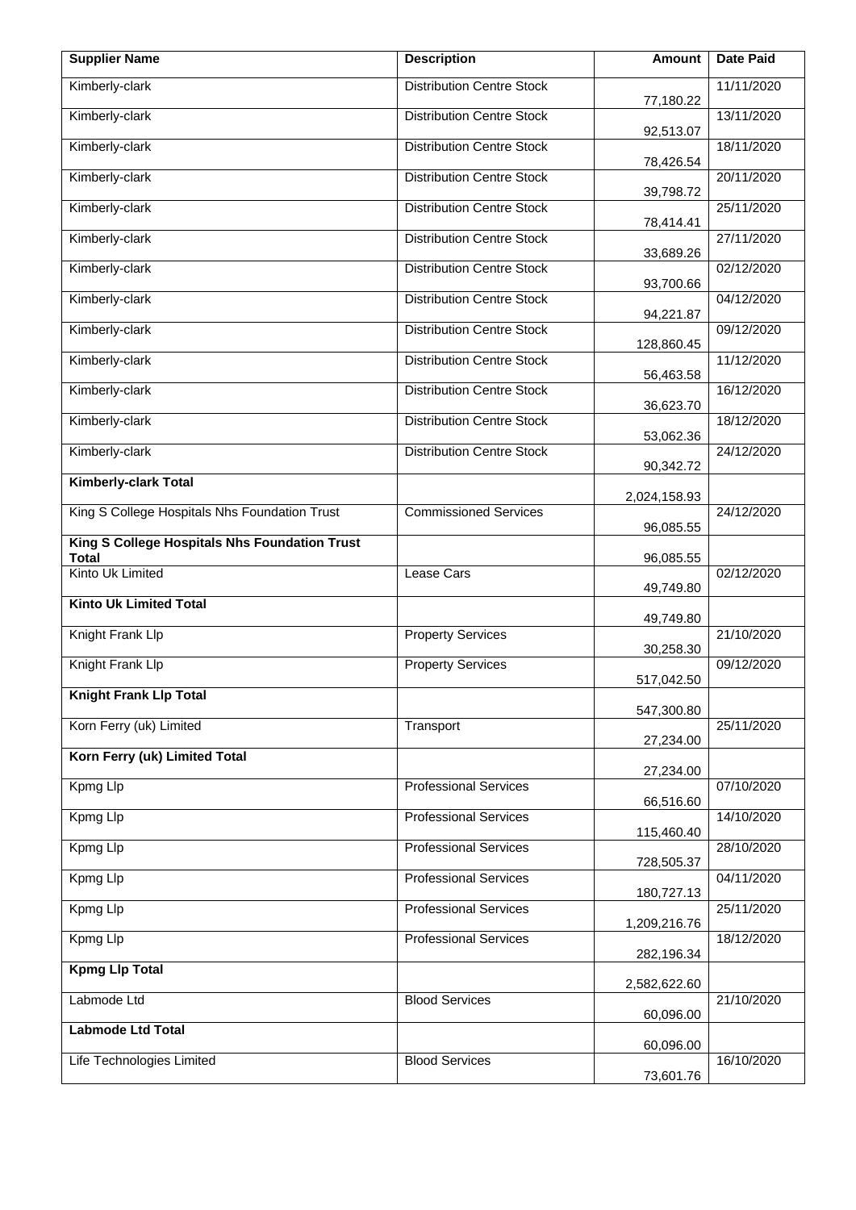| Supplier Name | Description | Amount | Date Paid |
|---|---|---|---|
| Kimberly-clark | Distribution Centre Stock | 77,180.22 | 11/11/2020 |
| Kimberly-clark | Distribution Centre Stock | 92,513.07 | 13/11/2020 |
| Kimberly-clark | Distribution Centre Stock | 78,426.54 | 18/11/2020 |
| Kimberly-clark | Distribution Centre Stock | 39,798.72 | 20/11/2020 |
| Kimberly-clark | Distribution Centre Stock | 78,414.41 | 25/11/2020 |
| Kimberly-clark | Distribution Centre Stock | 33,689.26 | 27/11/2020 |
| Kimberly-clark | Distribution Centre Stock | 93,700.66 | 02/12/2020 |
| Kimberly-clark | Distribution Centre Stock | 94,221.87 | 04/12/2020 |
| Kimberly-clark | Distribution Centre Stock | 128,860.45 | 09/12/2020 |
| Kimberly-clark | Distribution Centre Stock | 56,463.58 | 11/12/2020 |
| Kimberly-clark | Distribution Centre Stock | 36,623.70 | 16/12/2020 |
| Kimberly-clark | Distribution Centre Stock | 53,062.36 | 18/12/2020 |
| Kimberly-clark | Distribution Centre Stock | 90,342.72 | 24/12/2020 |
| **Kimberly-clark Total** | | 2,024,158.93 | |
| King S College Hospitals Nhs Foundation Trust | Commissioned Services | 96,085.55 | 24/12/2020 |
| **King S College Hospitals Nhs Foundation Trust Total** | | 96,085.55 | |
| Kinto Uk Limited | Lease Cars | 49,749.80 | 02/12/2020 |
| **Kinto Uk Limited Total** | | 49,749.80 | |
| Knight Frank Llp | Property Services | 30,258.30 | 21/10/2020 |
| Knight Frank Llp | Property Services | 517,042.50 | 09/12/2020 |
| **Knight Frank Llp Total** | | 547,300.80 | |
| Korn Ferry (uk) Limited | Transport | 27,234.00 | 25/11/2020 |
| **Korn Ferry (uk) Limited Total** | | 27,234.00 | |
| Kpmg Llp | Professional Services | 66,516.60 | 07/10/2020 |
| Kpmg Llp | Professional Services | 115,460.40 | 14/10/2020 |
| Kpmg Llp | Professional Services | 728,505.37 | 28/10/2020 |
| Kpmg Llp | Professional Services | 180,727.13 | 04/11/2020 |
| Kpmg Llp | Professional Services | 1,209,216.76 | 25/11/2020 |
| Kpmg Llp | Professional Services | 282,196.34 | 18/12/2020 |
| **Kpmg Llp Total** | | 2,582,622.60 | |
| Labmode Ltd | Blood Services | 60,096.00 | 21/10/2020 |
| **Labmode Ltd Total** | | 60,096.00 | |
| Life Technologies Limited | Blood Services | 73,601.76 | 16/10/2020 |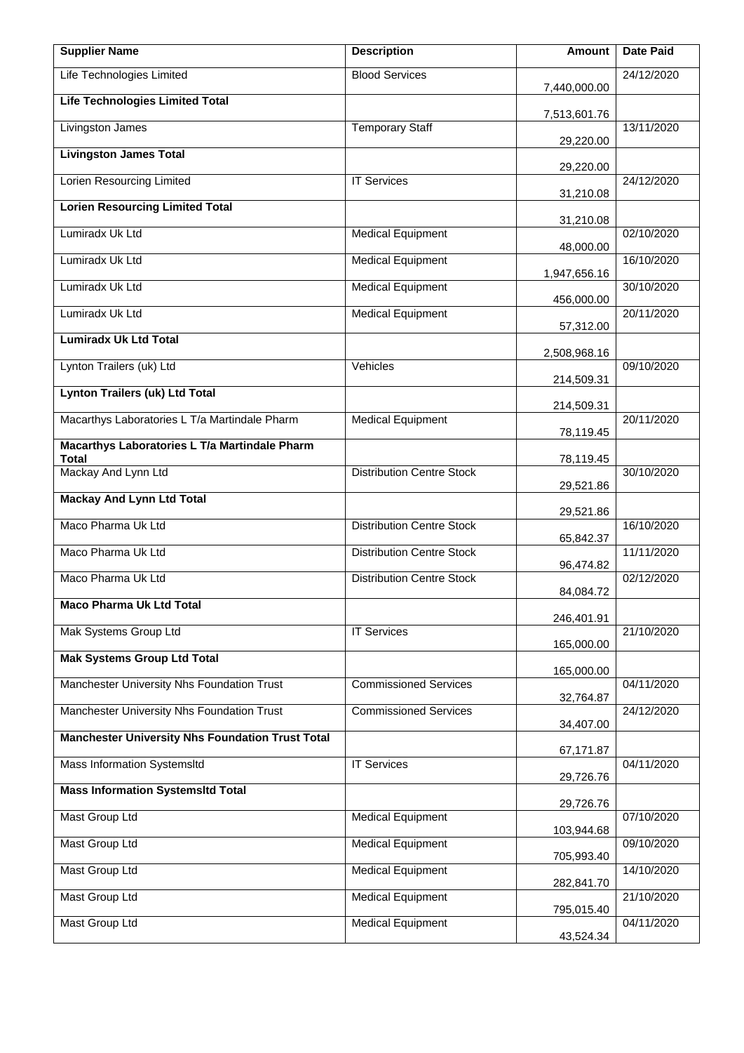| Supplier Name | Description | Amount | Date Paid |
|---|---|---|---|
| Life Technologies Limited | Blood Services | 7,440,000.00 | 24/12/2020 |
| **Life Technologies Limited Total** | | 7,513,601.76 | |
| Livingston James | Temporary Staff | 29,220.00 | 13/11/2020 |
| **Livingston James Total** | | 29,220.00 | |
| Lorien Resourcing Limited | IT Services | 31,210.08 | 24/12/2020 |
| **Lorien Resourcing Limited Total** | | 31,210.08 | |
| Lumiradx Uk Ltd | Medical Equipment | 48,000.00 | 02/10/2020 |
| Lumiradx Uk Ltd | Medical Equipment | 1,947,656.16 | 16/10/2020 |
| Lumiradx Uk Ltd | Medical Equipment | 456,000.00 | 30/10/2020 |
| Lumiradx Uk Ltd | Medical Equipment | 57,312.00 | 20/11/2020 |
| **Lumiradx Uk Ltd Total** | | 2,508,968.16 | |
| Lynton Trailers (uk) Ltd | Vehicles | 214,509.31 | 09/10/2020 |
| **Lynton Trailers (uk) Ltd Total** | | 214,509.31 | |
| Macarthys Laboratories L T/a Martindale Pharm | Medical Equipment | 78,119.45 | 20/11/2020 |
| **Macarthys Laboratories L T/a Martindale Pharm Total** | | 78,119.45 | |
| Mackay And Lynn Ltd | Distribution Centre Stock | 29,521.86 | 30/10/2020 |
| **Mackay And Lynn Ltd Total** | | 29,521.86 | |
| Maco Pharma Uk Ltd | Distribution Centre Stock | 65,842.37 | 16/10/2020 |
| Maco Pharma Uk Ltd | Distribution Centre Stock | 96,474.82 | 11/11/2020 |
| Maco Pharma Uk Ltd | Distribution Centre Stock | 84,084.72 | 02/12/2020 |
| **Maco Pharma Uk Ltd Total** | | 246,401.91 | |
| Mak Systems Group Ltd | IT Services | 165,000.00 | 21/10/2020 |
| **Mak Systems Group Ltd Total** | | 165,000.00 | |
| Manchester University Nhs Foundation Trust | Commissioned Services | 32,764.87 | 04/11/2020 |
| Manchester University Nhs Foundation Trust | Commissioned Services | 34,407.00 | 24/12/2020 |
| **Manchester University Nhs Foundation Trust Total** | | 67,171.87 | |
| Mass Information Systemsltd | IT Services | 29,726.76 | 04/11/2020 |
| **Mass Information Systemsltd Total** | | 29,726.76 | |
| Mast Group Ltd | Medical Equipment | 103,944.68 | 07/10/2020 |
| Mast Group Ltd | Medical Equipment | 705,993.40 | 09/10/2020 |
| Mast Group Ltd | Medical Equipment | 282,841.70 | 14/10/2020 |
| Mast Group Ltd | Medical Equipment | 795,015.40 | 21/10/2020 |
| Mast Group Ltd | Medical Equipment | 43,524.34 | 04/11/2020 |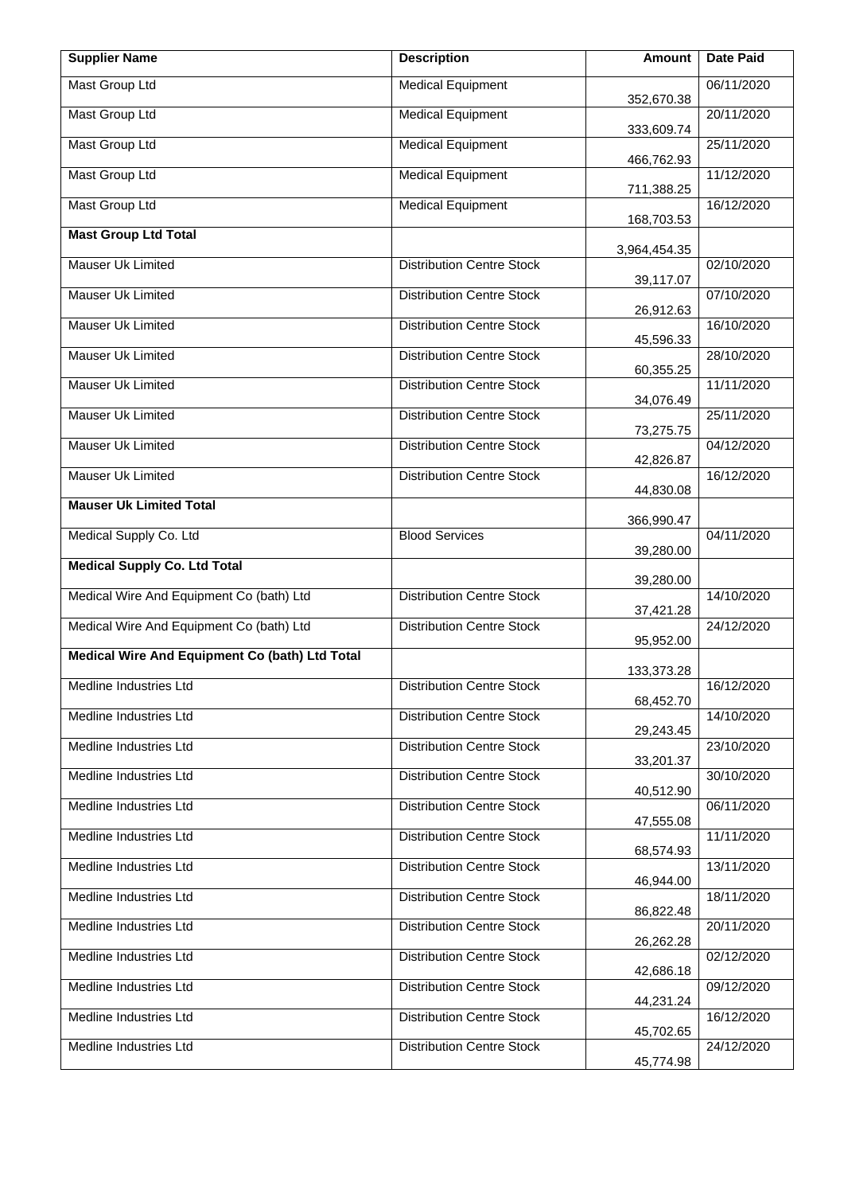| Supplier Name | Description | Amount | Date Paid |
| --- | --- | --- | --- |
| Mast Group Ltd | Medical Equipment | 352,670.38 | 06/11/2020 |
| Mast Group Ltd | Medical Equipment | 333,609.74 | 20/11/2020 |
| Mast Group Ltd | Medical Equipment | 466,762.93 | 25/11/2020 |
| Mast Group Ltd | Medical Equipment | 711,388.25 | 11/12/2020 |
| Mast Group Ltd | Medical Equipment | 168,703.53 | 16/12/2020 |
| **Mast Group Ltd Total** | | 3,964,454.35 | |
| Mauser Uk Limited | Distribution Centre Stock | 39,117.07 | 02/10/2020 |
| Mauser Uk Limited | Distribution Centre Stock | 26,912.63 | 07/10/2020 |
| Mauser Uk Limited | Distribution Centre Stock | 45,596.33 | 16/10/2020 |
| Mauser Uk Limited | Distribution Centre Stock | 60,355.25 | 28/10/2020 |
| Mauser Uk Limited | Distribution Centre Stock | 34,076.49 | 11/11/2020 |
| Mauser Uk Limited | Distribution Centre Stock | 73,275.75 | 25/11/2020 |
| Mauser Uk Limited | Distribution Centre Stock | 42,826.87 | 04/12/2020 |
| Mauser Uk Limited | Distribution Centre Stock | 44,830.08 | 16/12/2020 |
| **Mauser Uk Limited Total** | | 366,990.47 | |
| Medical Supply Co. Ltd | Blood Services | 39,280.00 | 04/11/2020 |
| **Medical Supply Co. Ltd Total** | | 39,280.00 | |
| Medical Wire And Equipment Co (bath) Ltd | Distribution Centre Stock | 37,421.28 | 14/10/2020 |
| Medical Wire And Equipment Co (bath) Ltd | Distribution Centre Stock | 95,952.00 | 24/12/2020 |
| **Medical Wire And Equipment Co (bath) Ltd Total** | | 133,373.28 | |
| Medline Industries Ltd | Distribution Centre Stock | 68,452.70 | 16/12/2020 |
| Medline Industries Ltd | Distribution Centre Stock | 29,243.45 | 14/10/2020 |
| Medline Industries Ltd | Distribution Centre Stock | 33,201.37 | 23/10/2020 |
| Medline Industries Ltd | Distribution Centre Stock | 40,512.90 | 30/10/2020 |
| Medline Industries Ltd | Distribution Centre Stock | 47,555.08 | 06/11/2020 |
| Medline Industries Ltd | Distribution Centre Stock | 68,574.93 | 11/11/2020 |
| Medline Industries Ltd | Distribution Centre Stock | 46,944.00 | 13/11/2020 |
| Medline Industries Ltd | Distribution Centre Stock | 86,822.48 | 18/11/2020 |
| Medline Industries Ltd | Distribution Centre Stock | 26,262.28 | 20/11/2020 |
| Medline Industries Ltd | Distribution Centre Stock | 42,686.18 | 02/12/2020 |
| Medline Industries Ltd | Distribution Centre Stock | 44,231.24 | 09/12/2020 |
| Medline Industries Ltd | Distribution Centre Stock | 45,702.65 | 16/12/2020 |
| Medline Industries Ltd | Distribution Centre Stock | 45,774.98 | 24/12/2020 |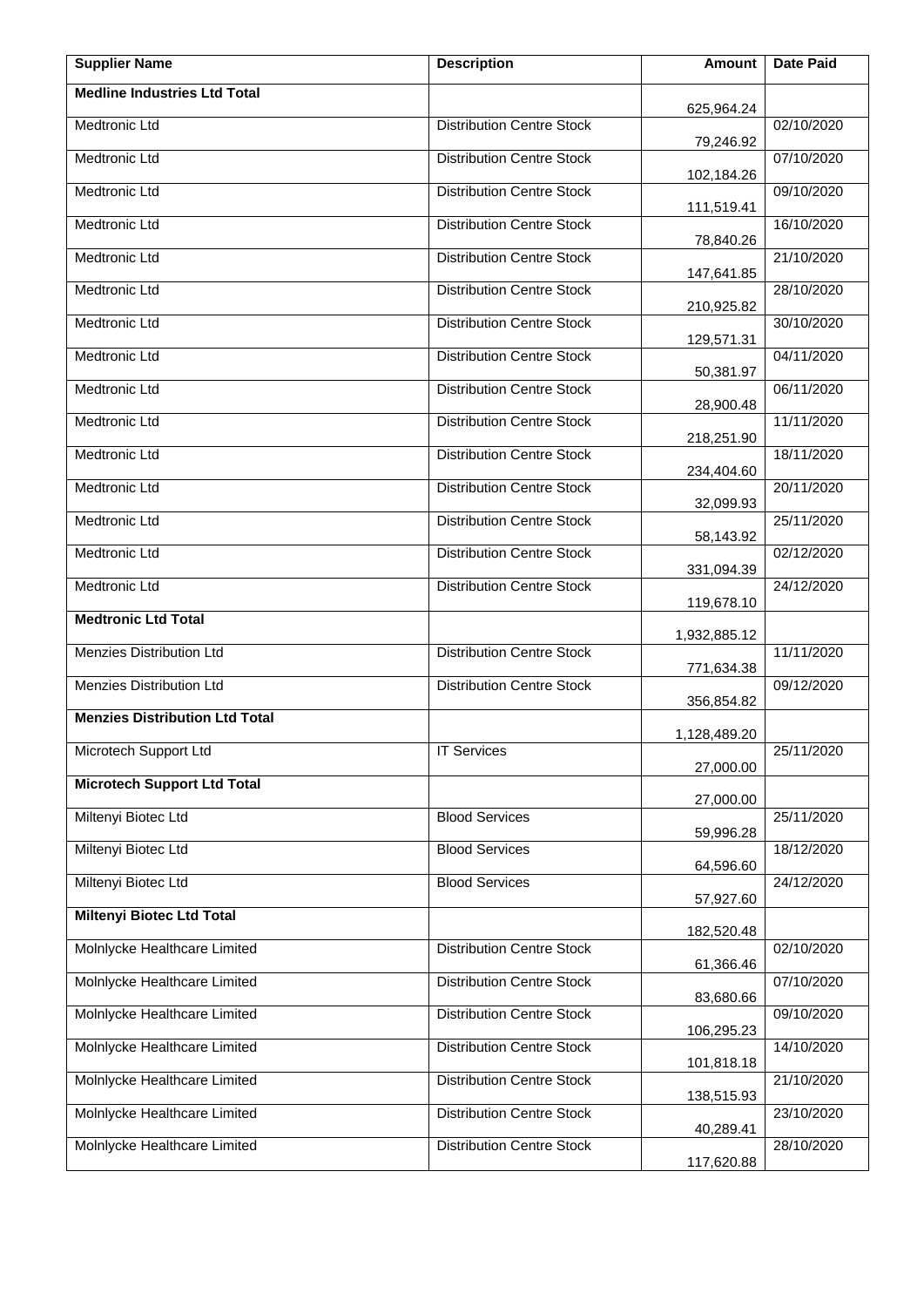| Supplier Name | Description | Amount | Date Paid |
| --- | --- | ---: | --- |
| **Medline Industries Ltd Total** | | 625,964.24 | |
| Medtronic Ltd | Distribution Centre Stock | 79,246.92 | 02/10/2020 |
| Medtronic Ltd | Distribution Centre Stock | 102,184.26 | 07/10/2020 |
| Medtronic Ltd | Distribution Centre Stock | 111,519.41 | 09/10/2020 |
| Medtronic Ltd | Distribution Centre Stock | 78,840.26 | 16/10/2020 |
| Medtronic Ltd | Distribution Centre Stock | 147,641.85 | 21/10/2020 |
| Medtronic Ltd | Distribution Centre Stock | 210,925.82 | 28/10/2020 |
| Medtronic Ltd | Distribution Centre Stock | 129,571.31 | 30/10/2020 |
| Medtronic Ltd | Distribution Centre Stock | 50,381.97 | 04/11/2020 |
| Medtronic Ltd | Distribution Centre Stock | 28,900.48 | 06/11/2020 |
| Medtronic Ltd | Distribution Centre Stock | 218,251.90 | 11/11/2020 |
| Medtronic Ltd | Distribution Centre Stock | 234,404.60 | 18/11/2020 |
| Medtronic Ltd | Distribution Centre Stock | 32,099.93 | 20/11/2020 |
| Medtronic Ltd | Distribution Centre Stock | 58,143.92 | 25/11/2020 |
| Medtronic Ltd | Distribution Centre Stock | 331,094.39 | 02/12/2020 |
| Medtronic Ltd | Distribution Centre Stock | 119,678.10 | 24/12/2020 |
| **Medtronic Ltd Total** | | 1,932,885.12 | |
| Menzies Distribution Ltd | Distribution Centre Stock | 771,634.38 | 11/11/2020 |
| Menzies Distribution Ltd | Distribution Centre Stock | 356,854.82 | 09/12/2020 |
| **Menzies Distribution Ltd Total** | | 1,128,489.20 | |
| Microtech Support Ltd | IT Services | 27,000.00 | 25/11/2020 |
| **Microtech Support Ltd Total** | | 27,000.00 | |
| Miltenyi Biotec Ltd | Blood Services | 59,996.28 | 25/11/2020 |
| Miltenyi Biotec Ltd | Blood Services | 64,596.60 | 18/12/2020 |
| Miltenyi Biotec Ltd | Blood Services | 57,927.60 | 24/12/2020 |
| **Miltenyi Biotec Ltd Total** | | 182,520.48 | |
| Molnlycke Healthcare Limited | Distribution Centre Stock | 61,366.46 | 02/10/2020 |
| Molnlycke Healthcare Limited | Distribution Centre Stock | 83,680.66 | 07/10/2020 |
| Molnlycke Healthcare Limited | Distribution Centre Stock | 106,295.23 | 09/10/2020 |
| Molnlycke Healthcare Limited | Distribution Centre Stock | 101,818.18 | 14/10/2020 |
| Molnlycke Healthcare Limited | Distribution Centre Stock | 138,515.93 | 21/10/2020 |
| Molnlycke Healthcare Limited | Distribution Centre Stock | 40,289.41 | 23/10/2020 |
| Molnlycke Healthcare Limited | Distribution Centre Stock | 117,620.88 | 28/10/2020 |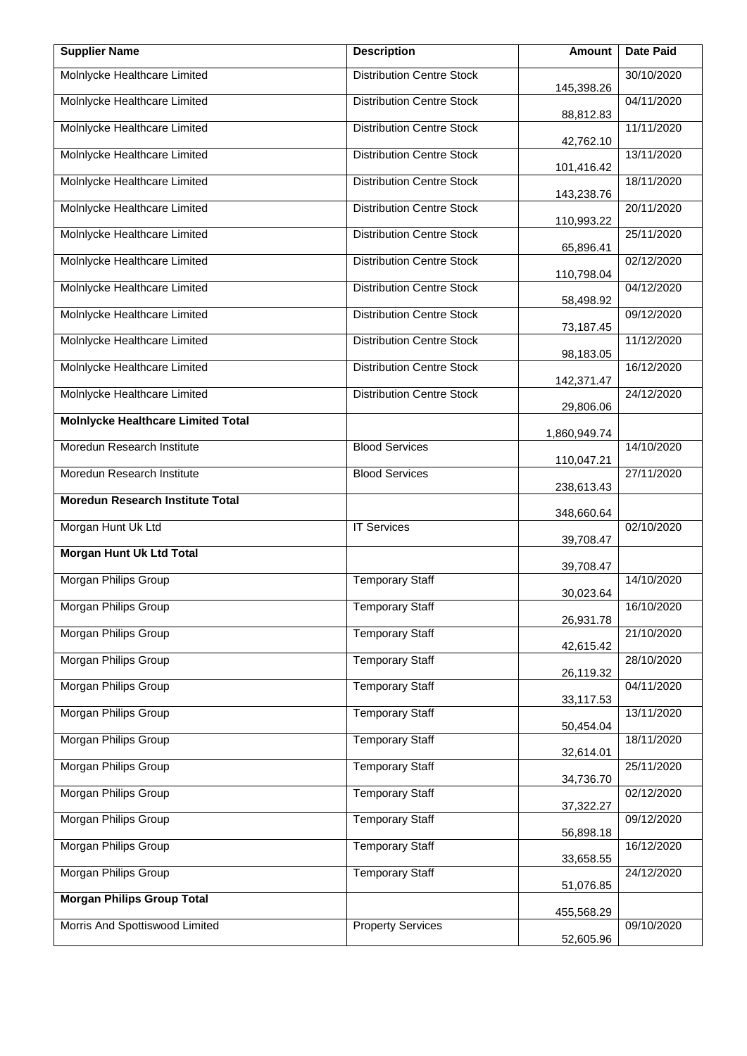| Supplier Name | Description | Amount | Date Paid |
|---|---|---|---|
| Molnlycke Healthcare Limited | Distribution Centre Stock | 145,398.26 | 30/10/2020 |
| Molnlycke Healthcare Limited | Distribution Centre Stock | 88,812.83 | 04/11/2020 |
| Molnlycke Healthcare Limited | Distribution Centre Stock | 42,762.10 | 11/11/2020 |
| Molnlycke Healthcare Limited | Distribution Centre Stock | 101,416.42 | 13/11/2020 |
| Molnlycke Healthcare Limited | Distribution Centre Stock | 143,238.76 | 18/11/2020 |
| Molnlycke Healthcare Limited | Distribution Centre Stock | 110,993.22 | 20/11/2020 |
| Molnlycke Healthcare Limited | Distribution Centre Stock | 65,896.41 | 25/11/2020 |
| Molnlycke Healthcare Limited | Distribution Centre Stock | 110,798.04 | 02/12/2020 |
| Molnlycke Healthcare Limited | Distribution Centre Stock | 58,498.92 | 04/12/2020 |
| Molnlycke Healthcare Limited | Distribution Centre Stock | 73,187.45 | 09/12/2020 |
| Molnlycke Healthcare Limited | Distribution Centre Stock | 98,183.05 | 11/12/2020 |
| Molnlycke Healthcare Limited | Distribution Centre Stock | 142,371.47 | 16/12/2020 |
| Molnlycke Healthcare Limited | Distribution Centre Stock | 29,806.06 | 24/12/2020 |
| **Molnlycke Healthcare Limited Total** | | 1,860,949.74 | |
| Moredun Research Institute | Blood Services | 110,047.21 | 14/10/2020 |
| Moredun Research Institute | Blood Services | 238,613.43 | 27/11/2020 |
| **Moredun Research Institute Total** | | 348,660.64 | |
| Morgan Hunt Uk Ltd | IT Services | 39,708.47 | 02/10/2020 |
| **Morgan Hunt Uk Ltd Total** | | 39,708.47 | |
| Morgan Philips Group | Temporary Staff | 30,023.64 | 14/10/2020 |
| Morgan Philips Group | Temporary Staff | 26,931.78 | 16/10/2020 |
| Morgan Philips Group | Temporary Staff | 42,615.42 | 21/10/2020 |
| Morgan Philips Group | Temporary Staff | 26,119.32 | 28/10/2020 |
| Morgan Philips Group | Temporary Staff | 33,117.53 | 04/11/2020 |
| Morgan Philips Group | Temporary Staff | 50,454.04 | 13/11/2020 |
| Morgan Philips Group | Temporary Staff | 32,614.01 | 18/11/2020 |
| Morgan Philips Group | Temporary Staff | 34,736.70 | 25/11/2020 |
| Morgan Philips Group | Temporary Staff | 37,322.27 | 02/12/2020 |
| Morgan Philips Group | Temporary Staff | 56,898.18 | 09/12/2020 |
| Morgan Philips Group | Temporary Staff | 33,658.55 | 16/12/2020 |
| Morgan Philips Group | Temporary Staff | 51,076.85 | 24/12/2020 |
| **Morgan Philips Group Total** | | 455,568.29 | |
| Morris And Spottiswood Limited | Property Services | 52,605.96 | 09/10/2020 |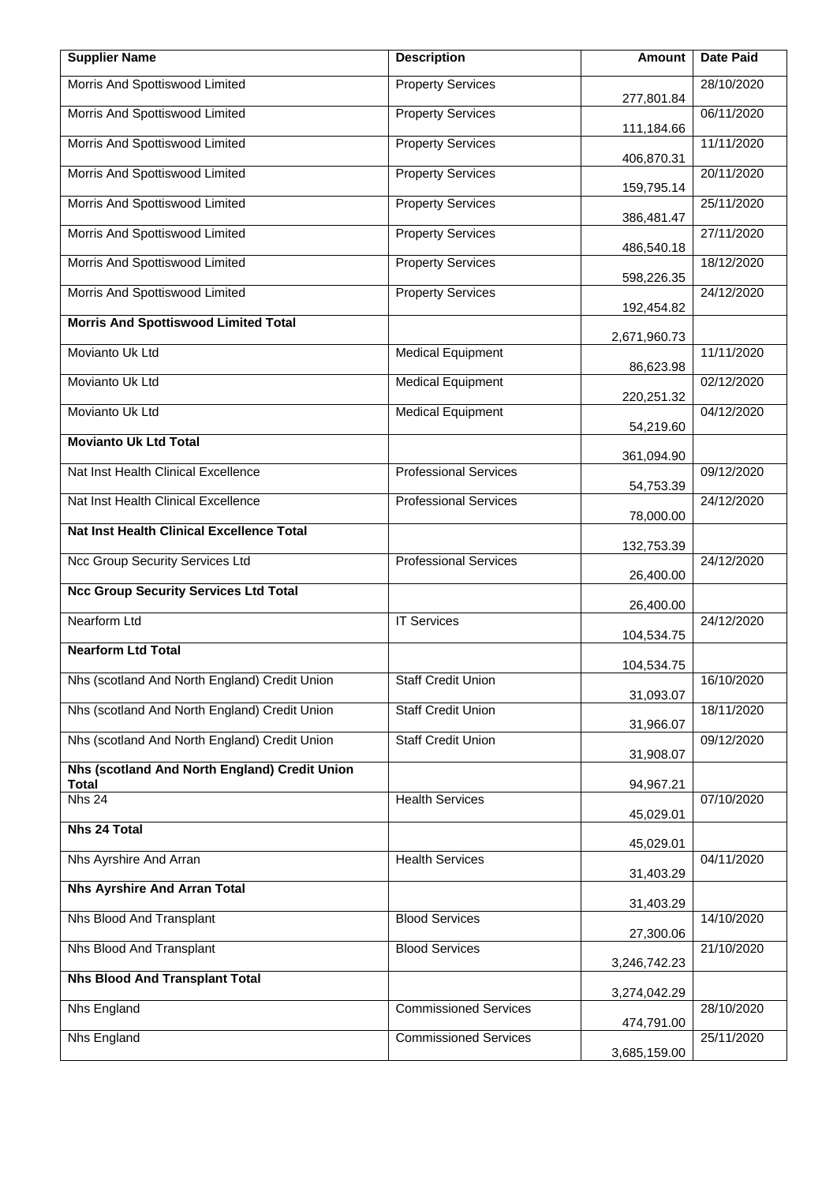| Supplier Name | Description | Amount | Date Paid |
|---|---|---|---|
| Morris And Spottiswood Limited | Property Services | 277,801.84 | 28/10/2020 |
| Morris And Spottiswood Limited | Property Services | 111,184.66 | 06/11/2020 |
| Morris And Spottiswood Limited | Property Services | 406,870.31 | 11/11/2020 |
| Morris And Spottiswood Limited | Property Services | 159,795.14 | 20/11/2020 |
| Morris And Spottiswood Limited | Property Services | 386,481.47 | 25/11/2020 |
| Morris And Spottiswood Limited | Property Services | 486,540.18 | 27/11/2020 |
| Morris And Spottiswood Limited | Property Services | 598,226.35 | 18/12/2020 |
| Morris And Spottiswood Limited | Property Services | 192,454.82 | 24/12/2020 |
| **Morris And Spottiswood Limited Total** | | 2,671,960.73 | |
| Movianto Uk Ltd | Medical Equipment | 86,623.98 | 11/11/2020 |
| Movianto Uk Ltd | Medical Equipment | 220,251.32 | 02/12/2020 |
| Movianto Uk Ltd | Medical Equipment | 54,219.60 | 04/12/2020 |
| **Movianto Uk Ltd Total** | | 361,094.90 | |
| Nat Inst Health Clinical Excellence | Professional Services | 54,753.39 | 09/12/2020 |
| Nat Inst Health Clinical Excellence | Professional Services | 78,000.00 | 24/12/2020 |
| **Nat Inst Health Clinical Excellence Total** | | 132,753.39 | |
| Ncc Group Security Services Ltd | Professional Services | 26,400.00 | 24/12/2020 |
| **Ncc Group Security Services Ltd Total** | | 26,400.00 | |
| Nearform Ltd | IT Services | 104,534.75 | 24/12/2020 |
| **Nearform Ltd Total** | | 104,534.75 | |
| Nhs (scotland And North England) Credit Union | Staff Credit Union | 31,093.07 | 16/10/2020 |
| Nhs (scotland And North England) Credit Union | Staff Credit Union | 31,966.07 | 18/11/2020 |
| Nhs (scotland And North England) Credit Union | Staff Credit Union | 31,908.07 | 09/12/2020 |
| **Nhs (scotland And North England) Credit Union Total** | | 94,967.21 | |
| Nhs 24 | Health Services | 45,029.01 | 07/10/2020 |
| **Nhs 24 Total** | | 45,029.01 | |
| Nhs Ayrshire And Arran | Health Services | 31,403.29 | 04/11/2020 |
| **Nhs Ayrshire And Arran Total** | | 31,403.29 | |
| Nhs Blood And Transplant | Blood Services | 27,300.06 | 14/10/2020 |
| Nhs Blood And Transplant | Blood Services | 3,246,742.23 | 21/10/2020 |
| **Nhs Blood And Transplant Total** | | 3,274,042.29 | |
| Nhs England | Commissioned Services | 474,791.00 | 28/10/2020 |
| Nhs England | Commissioned Services | 3,685,159.00 | 25/11/2020 |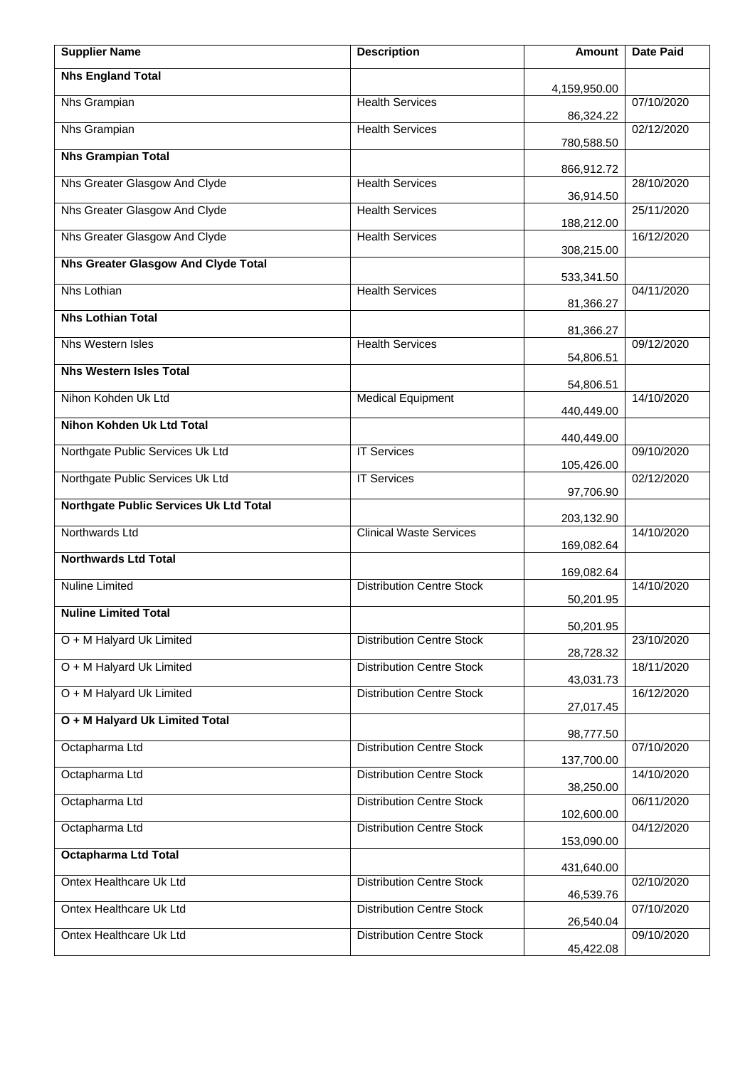| Supplier Name | Description | Amount | Date Paid |
|---|---|---|---|
| **Nhs England Total** | | 4,159,950.00 | |
| Nhs Grampian | Health Services | 86,324.22 | 07/10/2020 |
| Nhs Grampian | Health Services | 780,588.50 | 02/12/2020 |
| **Nhs Grampian Total** | | 866,912.72 | |
| Nhs Greater Glasgow And Clyde | Health Services | 36,914.50 | 28/10/2020 |
| Nhs Greater Glasgow And Clyde | Health Services | 188,212.00 | 25/11/2020 |
| Nhs Greater Glasgow And Clyde | Health Services | 308,215.00 | 16/12/2020 |
| **Nhs Greater Glasgow And Clyde Total** | | 533,341.50 | |
| Nhs Lothian | Health Services | 81,366.27 | 04/11/2020 |
| **Nhs Lothian Total** | | 81,366.27 | |
| Nhs Western Isles | Health Services | 54,806.51 | 09/12/2020 |
| **Nhs Western Isles Total** | | 54,806.51 | |
| Nihon Kohden Uk Ltd | Medical Equipment | 440,449.00 | 14/10/2020 |
| **Nihon Kohden Uk Ltd Total** | | 440,449.00 | |
| Northgate Public Services Uk Ltd | IT Services | 105,426.00 | 09/10/2020 |
| Northgate Public Services Uk Ltd | IT Services | 97,706.90 | 02/12/2020 |
| **Northgate Public Services Uk Ltd Total** | | 203,132.90 | |
| Northwards Ltd | Clinical Waste Services | 169,082.64 | 14/10/2020 |
| **Northwards Ltd Total** | | 169,082.64 | |
| Nuline Limited | Distribution Centre Stock | 50,201.95 | 14/10/2020 |
| **Nuline Limited Total** | | 50,201.95 | |
| O + M Halyard Uk Limited | Distribution Centre Stock | 28,728.32 | 23/10/2020 |
| O + M Halyard Uk Limited | Distribution Centre Stock | 43,031.73 | 18/11/2020 |
| O + M Halyard Uk Limited | Distribution Centre Stock | 27,017.45 | 16/12/2020 |
| **O + M Halyard Uk Limited Total** | | 98,777.50 | |
| Octapharma Ltd | Distribution Centre Stock | 137,700.00 | 07/10/2020 |
| Octapharma Ltd | Distribution Centre Stock | 38,250.00 | 14/10/2020 |
| Octapharma Ltd | Distribution Centre Stock | 102,600.00 | 06/11/2020 |
| Octapharma Ltd | Distribution Centre Stock | 153,090.00 | 04/12/2020 |
| **Octapharma Ltd Total** | | 431,640.00 | |
| Ontex Healthcare Uk Ltd | Distribution Centre Stock | 46,539.76 | 02/10/2020 |
| Ontex Healthcare Uk Ltd | Distribution Centre Stock | 26,540.04 | 07/10/2020 |
| Ontex Healthcare Uk Ltd | Distribution Centre Stock | 45,422.08 | 09/10/2020 |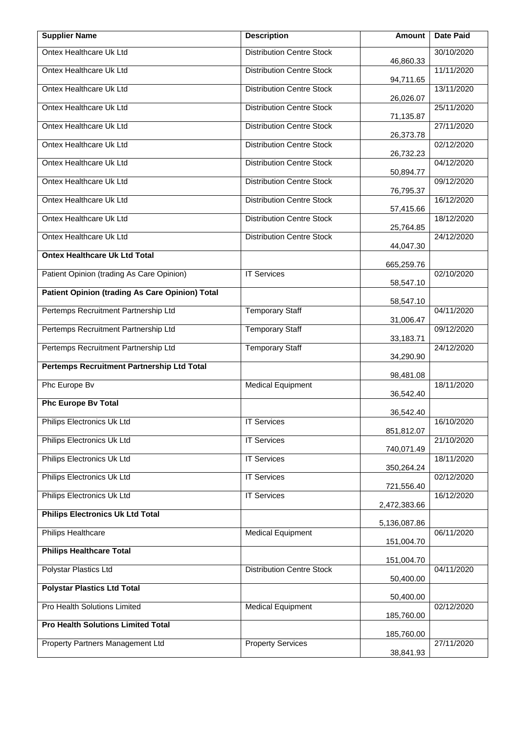| Supplier Name | Description | Amount | Date Paid |
| --- | --- | --- | --- |
| Ontex Healthcare Uk Ltd | Distribution Centre Stock | 46,860.33 | 30/10/2020 |
| Ontex Healthcare Uk Ltd | Distribution Centre Stock | 94,711.65 | 11/11/2020 |
| Ontex Healthcare Uk Ltd | Distribution Centre Stock | 26,026.07 | 13/11/2020 |
| Ontex Healthcare Uk Ltd | Distribution Centre Stock | 71,135.87 | 25/11/2020 |
| Ontex Healthcare Uk Ltd | Distribution Centre Stock | 26,373.78 | 27/11/2020 |
| Ontex Healthcare Uk Ltd | Distribution Centre Stock | 26,732.23 | 02/12/2020 |
| Ontex Healthcare Uk Ltd | Distribution Centre Stock | 50,894.77 | 04/12/2020 |
| Ontex Healthcare Uk Ltd | Distribution Centre Stock | 76,795.37 | 09/12/2020 |
| Ontex Healthcare Uk Ltd | Distribution Centre Stock | 57,415.66 | 16/12/2020 |
| Ontex Healthcare Uk Ltd | Distribution Centre Stock | 25,764.85 | 18/12/2020 |
| Ontex Healthcare Uk Ltd | Distribution Centre Stock | 44,047.30 | 24/12/2020 |
| **Ontex Healthcare Uk Ltd Total** | | 665,259.76 | |
| Patient Opinion (trading As Care Opinion) | IT Services | 58,547.10 | 02/10/2020 |
| **Patient Opinion (trading As Care Opinion) Total** | | 58,547.10 | |
| Pertemps Recruitment Partnership Ltd | Temporary Staff | 31,006.47 | 04/11/2020 |
| Pertemps Recruitment Partnership Ltd | Temporary Staff | 33,183.71 | 09/12/2020 |
| Pertemps Recruitment Partnership Ltd | Temporary Staff | 34,290.90 | 24/12/2020 |
| **Pertemps Recruitment Partnership Ltd Total** | | 98,481.08 | |
| Phc Europe Bv | Medical Equipment | 36,542.40 | 18/11/2020 |
| **Phc Europe Bv Total** | | 36,542.40 | |
| Philips Electronics Uk Ltd | IT Services | 851,812.07 | 16/10/2020 |
| Philips Electronics Uk Ltd | IT Services | 740,071.49 | 21/10/2020 |
| Philips Electronics Uk Ltd | IT Services | 350,264.24 | 18/11/2020 |
| Philips Electronics Uk Ltd | IT Services | 721,556.40 | 02/12/2020 |
| Philips Electronics Uk Ltd | IT Services | 2,472,383.66 | 16/12/2020 |
| **Philips Electronics Uk Ltd Total** | | 5,136,087.86 | |
| Philips Healthcare | Medical Equipment | 151,004.70 | 06/11/2020 |
| **Philips Healthcare Total** | | 151,004.70 | |
| Polystar Plastics Ltd | Distribution Centre Stock | 50,400.00 | 04/11/2020 |
| **Polystar Plastics Ltd Total** | | 50,400.00 | |
| Pro Health Solutions Limited | Medical Equipment | 185,760.00 | 02/12/2020 |
| **Pro Health Solutions Limited Total** | | 185,760.00 | |
| Property Partners Management Ltd | Property Services | 38,841.93 | 27/11/2020 |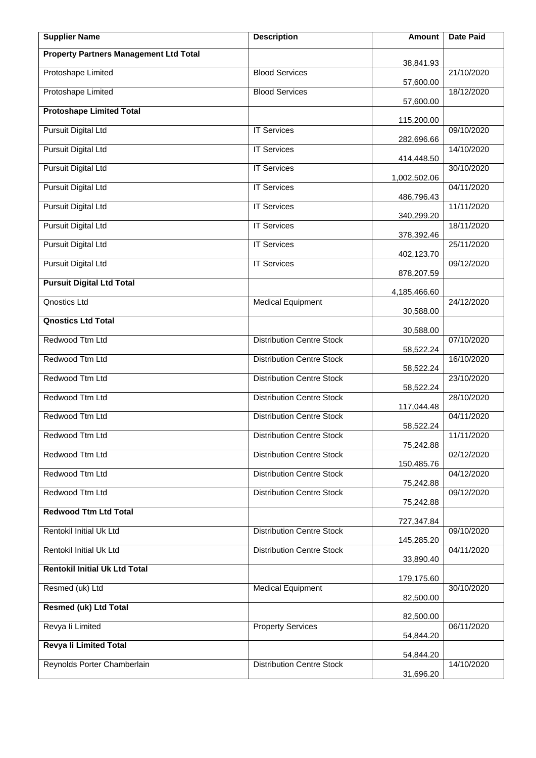| Supplier Name | Description | Amount | Date Paid |
|---|---|---|---|
| **Property Partners Management Ltd Total** | | 38,841.93 | |
| Protoshape Limited | Blood Services | 57,600.00 | 21/10/2020 |
| Protoshape Limited | Blood Services | 57,600.00 | 18/12/2020 |
| **Protoshape Limited Total** | | 115,200.00 | |
| Pursuit Digital Ltd | IT Services | 282,696.66 | 09/10/2020 |
| Pursuit Digital Ltd | IT Services | 414,448.50 | 14/10/2020 |
| Pursuit Digital Ltd | IT Services | 1,002,502.06 | 30/10/2020 |
| Pursuit Digital Ltd | IT Services | 486,796.43 | 04/11/2020 |
| Pursuit Digital Ltd | IT Services | 340,299.20 | 11/11/2020 |
| Pursuit Digital Ltd | IT Services | 378,392.46 | 18/11/2020 |
| Pursuit Digital Ltd | IT Services | 402,123.70 | 25/11/2020 |
| Pursuit Digital Ltd | IT Services | 878,207.59 | 09/12/2020 |
| **Pursuit Digital Ltd Total** | | 4,185,466.60 | |
| Qnostics Ltd | Medical Equipment | 30,588.00 | 24/12/2020 |
| **Qnostics Ltd Total** | | 30,588.00 | |
| Redwood Ttm Ltd | Distribution Centre Stock | 58,522.24 | 07/10/2020 |
| Redwood Ttm Ltd | Distribution Centre Stock | 58,522.24 | 16/10/2020 |
| Redwood Ttm Ltd | Distribution Centre Stock | 58,522.24 | 23/10/2020 |
| Redwood Ttm Ltd | Distribution Centre Stock | 117,044.48 | 28/10/2020 |
| Redwood Ttm Ltd | Distribution Centre Stock | 58,522.24 | 04/11/2020 |
| Redwood Ttm Ltd | Distribution Centre Stock | 75,242.88 | 11/11/2020 |
| Redwood Ttm Ltd | Distribution Centre Stock | 150,485.76 | 02/12/2020 |
| Redwood Ttm Ltd | Distribution Centre Stock | 75,242.88 | 04/12/2020 |
| Redwood Ttm Ltd | Distribution Centre Stock | 75,242.88 | 09/12/2020 |
| **Redwood Ttm Ltd Total** | | 727,347.84 | |
| Rentokil Initial Uk Ltd | Distribution Centre Stock | 145,285.20 | 09/10/2020 |
| Rentokil Initial Uk Ltd | Distribution Centre Stock | 33,890.40 | 04/11/2020 |
| **Rentokil Initial Uk Ltd Total** | | 179,175.60 | |
| Resmed (uk) Ltd | Medical Equipment | 82,500.00 | 30/10/2020 |
| **Resmed (uk) Ltd Total** | | 82,500.00 | |
| Revya Ii Limited | Property Services | 54,844.20 | 06/11/2020 |
| **Revya Ii Limited Total** | | 54,844.20 | |
| Reynolds Porter Chamberlain | Distribution Centre Stock | 31,696.20 | 14/10/2020 |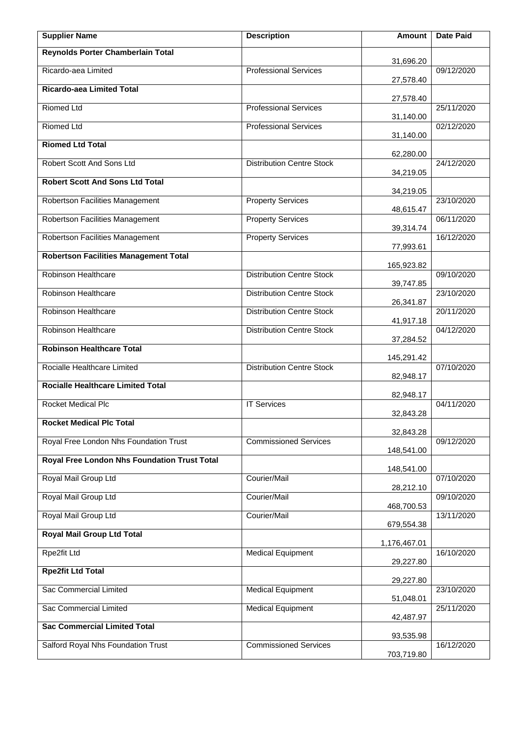| Supplier Name | Description | Amount | Date Paid |
| --- | --- | --- | --- |
| **Reynolds Porter Chamberlain Total** | | 31,696.20 | |
| Ricardo-aea Limited | Professional Services | 27,578.40 | 09/12/2020 |
| **Ricardo-aea Limited Total** | | 27,578.40 | |
| Riomed Ltd | Professional Services | 31,140.00 | 25/11/2020 |
| Riomed Ltd | Professional Services | 31,140.00 | 02/12/2020 |
| **Riomed Ltd Total** | | 62,280.00 | |
| Robert Scott And Sons Ltd | Distribution Centre Stock | 34,219.05 | 24/12/2020 |
| **Robert Scott And Sons Ltd Total** | | 34,219.05 | |
| Robertson Facilities Management | Property Services | 48,615.47 | 23/10/2020 |
| Robertson Facilities Management | Property Services | 39,314.74 | 06/11/2020 |
| Robertson Facilities Management | Property Services | 77,993.61 | 16/12/2020 |
| **Robertson Facilities Management Total** | | 165,923.82 | |
| Robinson Healthcare | Distribution Centre Stock | 39,747.85 | 09/10/2020 |
| Robinson Healthcare | Distribution Centre Stock | 26,341.87 | 23/10/2020 |
| Robinson Healthcare | Distribution Centre Stock | 41,917.18 | 20/11/2020 |
| Robinson Healthcare | Distribution Centre Stock | 37,284.52 | 04/12/2020 |
| **Robinson Healthcare Total** | | 145,291.42 | |
| Rocialle Healthcare Limited | Distribution Centre Stock | 82,948.17 | 07/10/2020 |
| **Rocialle Healthcare Limited Total** | | 82,948.17 | |
| Rocket Medical Plc | IT Services | 32,843.28 | 04/11/2020 |
| **Rocket Medical Plc Total** | | 32,843.28 | |
| Royal Free London Nhs Foundation Trust | Commissioned Services | 148,541.00 | 09/12/2020 |
| **Royal Free London Nhs Foundation Trust Total** | | 148,541.00 | |
| Royal Mail Group Ltd | Courier/Mail | 28,212.10 | 07/10/2020 |
| Royal Mail Group Ltd | Courier/Mail | 468,700.53 | 09/10/2020 |
| Royal Mail Group Ltd | Courier/Mail | 679,554.38 | 13/11/2020 |
| **Royal Mail Group Ltd Total** | | 1,176,467.01 | |
| Rpe2fit Ltd | Medical Equipment | 29,227.80 | 16/10/2020 |
| **Rpe2fit Ltd Total** | | 29,227.80 | |
| Sac Commercial Limited | Medical Equipment | 51,048.01 | 23/10/2020 |
| Sac Commercial Limited | Medical Equipment | 42,487.97 | 25/11/2020 |
| **Sac Commercial Limited Total** | | 93,535.98 | |
| Salford Royal Nhs Foundation Trust | Commissioned Services | 703,719.80 | 16/12/2020 |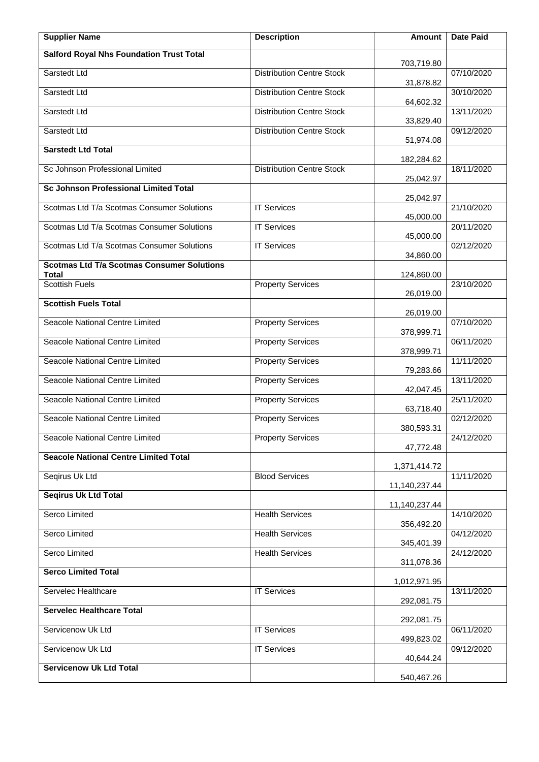| Supplier Name | Description | Amount | Date Paid |
|---|---|---|---|
| **Salford Royal Nhs Foundation Trust Total** | | 703,719.80 | |
| Sarstedt Ltd | Distribution Centre Stock | 31,878.82 | 07/10/2020 |
| Sarstedt Ltd | Distribution Centre Stock | 64,602.32 | 30/10/2020 |
| Sarstedt Ltd | Distribution Centre Stock | 33,829.40 | 13/11/2020 |
| Sarstedt Ltd | Distribution Centre Stock | 51,974.08 | 09/12/2020 |
| **Sarstedt Ltd Total** | | 182,284.62 | |
| Sc Johnson Professional Limited | Distribution Centre Stock | 25,042.97 | 18/11/2020 |
| **Sc Johnson Professional Limited Total** | | 25,042.97 | |
| Scotmas Ltd T/a Scotmas Consumer Solutions | IT Services | 45,000.00 | 21/10/2020 |
| Scotmas Ltd T/a Scotmas Consumer Solutions | IT Services | 45,000.00 | 20/11/2020 |
| Scotmas Ltd T/a Scotmas Consumer Solutions | IT Services | 34,860.00 | 02/12/2020 |
| **Scotmas Ltd T/a Scotmas Consumer Solutions Total** | | 124,860.00 | |
| Scottish Fuels | Property Services | 26,019.00 | 23/10/2020 |
| **Scottish Fuels Total** | | 26,019.00 | |
| Seacole National Centre Limited | Property Services | 378,999.71 | 07/10/2020 |
| Seacole National Centre Limited | Property Services | 378,999.71 | 06/11/2020 |
| Seacole National Centre Limited | Property Services | 79,283.66 | 11/11/2020 |
| Seacole National Centre Limited | Property Services | 42,047.45 | 13/11/2020 |
| Seacole National Centre Limited | Property Services | 63,718.40 | 25/11/2020 |
| Seacole National Centre Limited | Property Services | 380,593.31 | 02/12/2020 |
| Seacole National Centre Limited | Property Services | 47,772.48 | 24/12/2020 |
| **Seacole National Centre Limited Total** | | 1,371,414.72 | |
| Seqirus Uk Ltd | Blood Services | 11,140,237.44 | 11/11/2020 |
| **Seqirus Uk Ltd Total** | | 11,140,237.44 | |
| Serco Limited | Health Services | 356,492.20 | 14/10/2020 |
| Serco Limited | Health Services | 345,401.39 | 04/12/2020 |
| Serco Limited | Health Services | 311,078.36 | 24/12/2020 |
| **Serco Limited Total** | | 1,012,971.95 | |
| Servelec Healthcare | IT Services | 292,081.75 | 13/11/2020 |
| **Servelec Healthcare Total** | | 292,081.75 | |
| Servicenow Uk Ltd | IT Services | 499,823.02 | 06/11/2020 |
| Servicenow Uk Ltd | IT Services | 40,644.24 | 09/12/2020 |
| **Servicenow Uk Ltd Total** | | 540,467.26 | |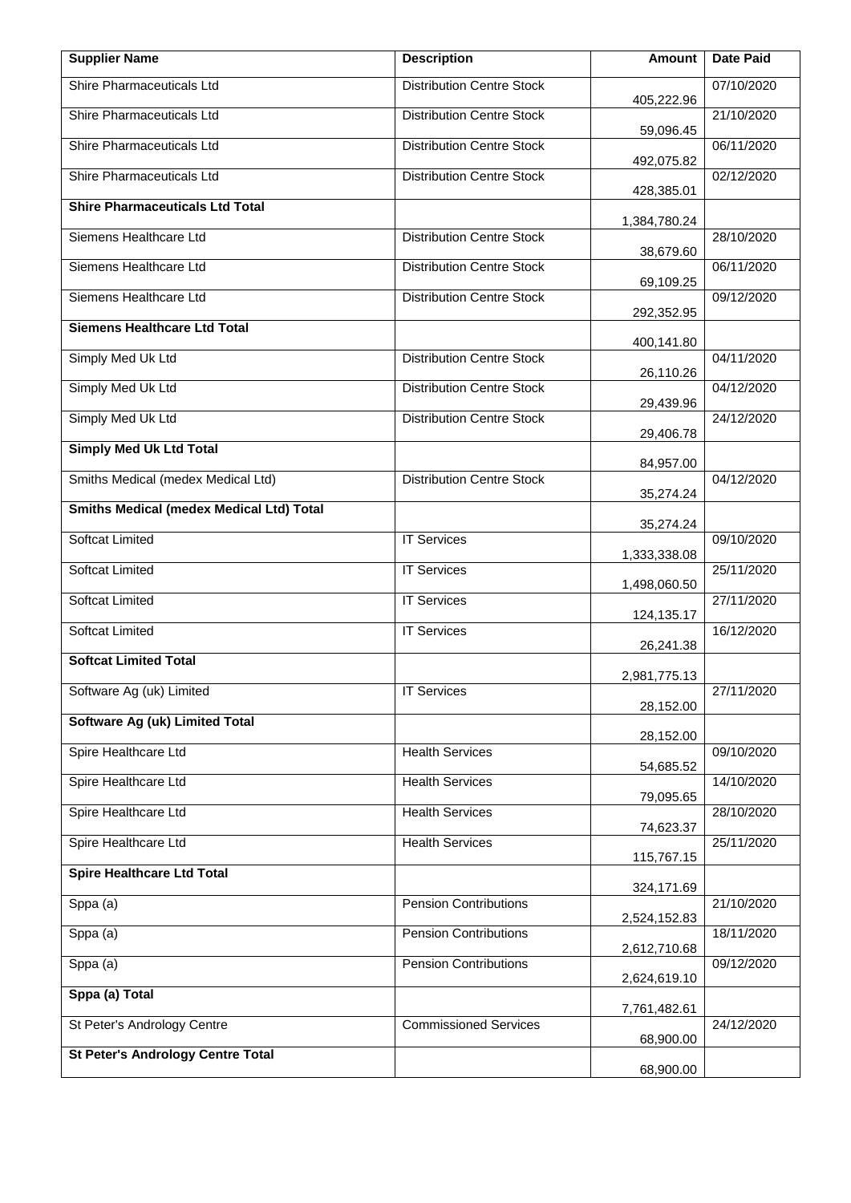| Supplier Name | Description | Amount | Date Paid |
|---|---|---|---|
| Shire Pharmaceuticals Ltd | Distribution Centre Stock | 405,222.96 | 07/10/2020 |
| Shire Pharmaceuticals Ltd | Distribution Centre Stock | 59,096.45 | 21/10/2020 |
| Shire Pharmaceuticals Ltd | Distribution Centre Stock | 492,075.82 | 06/11/2020 |
| Shire Pharmaceuticals Ltd | Distribution Centre Stock | 428,385.01 | 02/12/2020 |
| **Shire Pharmaceuticals Ltd Total** | | 1,384,780.24 | |
| Siemens Healthcare Ltd | Distribution Centre Stock | 38,679.60 | 28/10/2020 |
| Siemens Healthcare Ltd | Distribution Centre Stock | 69,109.25 | 06/11/2020 |
| Siemens Healthcare Ltd | Distribution Centre Stock | 292,352.95 | 09/12/2020 |
| **Siemens Healthcare Ltd Total** | | 400,141.80 | |
| Simply Med Uk Ltd | Distribution Centre Stock | 26,110.26 | 04/11/2020 |
| Simply Med Uk Ltd | Distribution Centre Stock | 29,439.96 | 04/12/2020 |
| Simply Med Uk Ltd | Distribution Centre Stock | 29,406.78 | 24/12/2020 |
| **Simply Med Uk Ltd Total** | | 84,957.00 | |
| Smiths Medical (medex Medical Ltd) | Distribution Centre Stock | 35,274.24 | 04/12/2020 |
| **Smiths Medical (medex Medical Ltd) Total** | | 35,274.24 | |
| Softcat Limited | IT Services | 1,333,338.08 | 09/10/2020 |
| Softcat Limited | IT Services | 1,498,060.50 | 25/11/2020 |
| Softcat Limited | IT Services | 124,135.17 | 27/11/2020 |
| Softcat Limited | IT Services | 26,241.38 | 16/12/2020 |
| **Softcat Limited Total** | | 2,981,775.13 | |
| Software Ag (uk) Limited | IT Services | 28,152.00 | 27/11/2020 |
| **Software Ag (uk) Limited Total** | | 28,152.00 | |
| Spire Healthcare Ltd | Health Services | 54,685.52 | 09/10/2020 |
| Spire Healthcare Ltd | Health Services | 79,095.65 | 14/10/2020 |
| Spire Healthcare Ltd | Health Services | 74,623.37 | 28/10/2020 |
| Spire Healthcare Ltd | Health Services | 115,767.15 | 25/11/2020 |
| **Spire Healthcare Ltd Total** | | 324,171.69 | |
| Sppa (a) | Pension Contributions | 2,524,152.83 | 21/10/2020 |
| Sppa (a) | Pension Contributions | 2,612,710.68 | 18/11/2020 |
| Sppa (a) | Pension Contributions | 2,624,619.10 | 09/12/2020 |
| **Sppa (a) Total** | | 7,761,482.61 | |
| St Peter's Andrology Centre | Commissioned Services | 68,900.00 | 24/12/2020 |
| **St Peter's Andrology Centre Total** | | 68,900.00 | |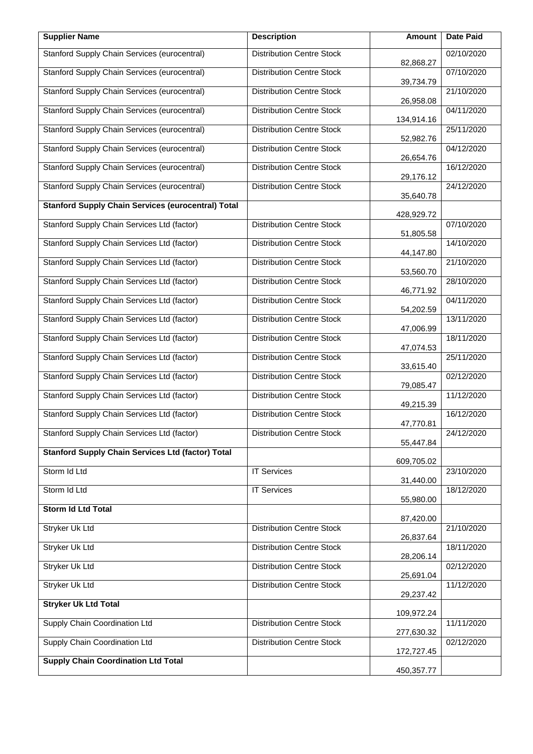| Supplier Name | Description | Amount | Date Paid |
|---|---|---|---|
| Stanford Supply Chain Services (eurocentral) | Distribution Centre Stock | 82,868.27 | 02/10/2020 |
| Stanford Supply Chain Services (eurocentral) | Distribution Centre Stock | 39,734.79 | 07/10/2020 |
| Stanford Supply Chain Services (eurocentral) | Distribution Centre Stock | 26,958.08 | 21/10/2020 |
| Stanford Supply Chain Services (eurocentral) | Distribution Centre Stock | 134,914.16 | 04/11/2020 |
| Stanford Supply Chain Services (eurocentral) | Distribution Centre Stock | 52,982.76 | 25/11/2020 |
| Stanford Supply Chain Services (eurocentral) | Distribution Centre Stock | 26,654.76 | 04/12/2020 |
| Stanford Supply Chain Services (eurocentral) | Distribution Centre Stock | 29,176.12 | 16/12/2020 |
| Stanford Supply Chain Services (eurocentral) | Distribution Centre Stock | 35,640.78 | 24/12/2020 |
| **Stanford Supply Chain Services (eurocentral) Total** | | 428,929.72 | |
| Stanford Supply Chain Services Ltd (factor) | Distribution Centre Stock | 51,805.58 | 07/10/2020 |
| Stanford Supply Chain Services Ltd (factor) | Distribution Centre Stock | 44,147.80 | 14/10/2020 |
| Stanford Supply Chain Services Ltd (factor) | Distribution Centre Stock | 53,560.70 | 21/10/2020 |
| Stanford Supply Chain Services Ltd (factor) | Distribution Centre Stock | 46,771.92 | 28/10/2020 |
| Stanford Supply Chain Services Ltd (factor) | Distribution Centre Stock | 54,202.59 | 04/11/2020 |
| Stanford Supply Chain Services Ltd (factor) | Distribution Centre Stock | 47,006.99 | 13/11/2020 |
| Stanford Supply Chain Services Ltd (factor) | Distribution Centre Stock | 47,074.53 | 18/11/2020 |
| Stanford Supply Chain Services Ltd (factor) | Distribution Centre Stock | 33,615.40 | 25/11/2020 |
| Stanford Supply Chain Services Ltd (factor) | Distribution Centre Stock | 79,085.47 | 02/12/2020 |
| Stanford Supply Chain Services Ltd (factor) | Distribution Centre Stock | 49,215.39 | 11/12/2020 |
| Stanford Supply Chain Services Ltd (factor) | Distribution Centre Stock | 47,770.81 | 16/12/2020 |
| Stanford Supply Chain Services Ltd (factor) | Distribution Centre Stock | 55,447.84 | 24/12/2020 |
| **Stanford Supply Chain Services Ltd (factor) Total** | | 609,705.02 | |
| Storm Id Ltd | IT Services | 31,440.00 | 23/10/2020 |
| Storm Id Ltd | IT Services | 55,980.00 | 18/12/2020 |
| **Storm Id Ltd Total** | | 87,420.00 | |
| Stryker Uk Ltd | Distribution Centre Stock | 26,837.64 | 21/10/2020 |
| Stryker Uk Ltd | Distribution Centre Stock | 28,206.14 | 18/11/2020 |
| Stryker Uk Ltd | Distribution Centre Stock | 25,691.04 | 02/12/2020 |
| Stryker Uk Ltd | Distribution Centre Stock | 29,237.42 | 11/12/2020 |
| **Stryker Uk Ltd Total** | | 109,972.24 | |
| Supply Chain Coordination Ltd | Distribution Centre Stock | 277,630.32 | 11/11/2020 |
| Supply Chain Coordination Ltd | Distribution Centre Stock | 172,727.45 | 02/12/2020 |
| **Supply Chain Coordination Ltd Total** | | 450,357.77 | |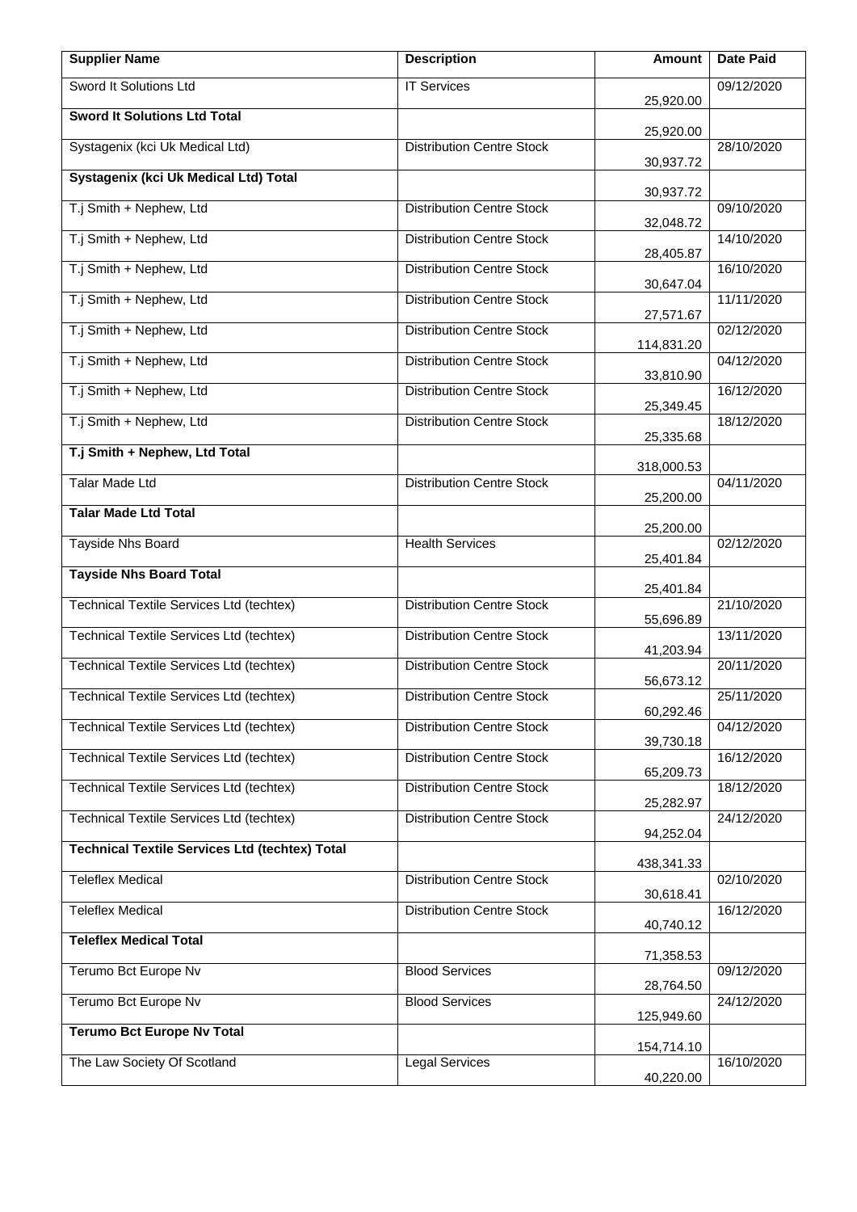| Supplier Name | Description | Amount | Date Paid |
| --- | --- | --- | --- |
| Sword It Solutions Ltd | IT Services | 25,920.00 | 09/12/2020 |
| **Sword It Solutions Ltd Total** | | 25,920.00 | |
| Systagenix (kci Uk Medical Ltd) | Distribution Centre Stock | 30,937.72 | 28/10/2020 |
| **Systagenix (kci Uk Medical Ltd) Total** | | 30,937.72 | |
| T.j Smith + Nephew, Ltd | Distribution Centre Stock | 32,048.72 | 09/10/2020 |
| T.j Smith + Nephew, Ltd | Distribution Centre Stock | 28,405.87 | 14/10/2020 |
| T.j Smith + Nephew, Ltd | Distribution Centre Stock | 30,647.04 | 16/10/2020 |
| T.j Smith + Nephew, Ltd | Distribution Centre Stock | 27,571.67 | 11/11/2020 |
| T.j Smith + Nephew, Ltd | Distribution Centre Stock | 114,831.20 | 02/12/2020 |
| T.j Smith + Nephew, Ltd | Distribution Centre Stock | 33,810.90 | 04/12/2020 |
| T.j Smith + Nephew, Ltd | Distribution Centre Stock | 25,349.45 | 16/12/2020 |
| T.j Smith + Nephew, Ltd | Distribution Centre Stock | 25,335.68 | 18/12/2020 |
| **T.j Smith + Nephew, Ltd Total** | | 318,000.53 | |
| Talar Made Ltd | Distribution Centre Stock | 25,200.00 | 04/11/2020 |
| **Talar Made Ltd Total** | | 25,200.00 | |
| Tayside Nhs Board | Health Services | 25,401.84 | 02/12/2020 |
| **Tayside Nhs Board Total** | | 25,401.84 | |
| Technical Textile Services Ltd (techtex) | Distribution Centre Stock | 55,696.89 | 21/10/2020 |
| Technical Textile Services Ltd (techtex) | Distribution Centre Stock | 41,203.94 | 13/11/2020 |
| Technical Textile Services Ltd (techtex) | Distribution Centre Stock | 56,673.12 | 20/11/2020 |
| Technical Textile Services Ltd (techtex) | Distribution Centre Stock | 60,292.46 | 25/11/2020 |
| Technical Textile Services Ltd (techtex) | Distribution Centre Stock | 39,730.18 | 04/12/2020 |
| Technical Textile Services Ltd (techtex) | Distribution Centre Stock | 65,209.73 | 16/12/2020 |
| Technical Textile Services Ltd (techtex) | Distribution Centre Stock | 25,282.97 | 18/12/2020 |
| Technical Textile Services Ltd (techtex) | Distribution Centre Stock | 94,252.04 | 24/12/2020 |
| **Technical Textile Services Ltd (techtex) Total** | | 438,341.33 | |
| Teleflex Medical | Distribution Centre Stock | 30,618.41 | 02/10/2020 |
| Teleflex Medical | Distribution Centre Stock | 40,740.12 | 16/12/2020 |
| **Teleflex Medical Total** | | 71,358.53 | |
| Terumo Bct Europe Nv | Blood Services | 28,764.50 | 09/12/2020 |
| Terumo Bct Europe Nv | Blood Services | 125,949.60 | 24/12/2020 |
| **Terumo Bct Europe Nv Total** | | 154,714.10 | |
| The Law Society Of Scotland | Legal Services | 40,220.00 | 16/10/2020 |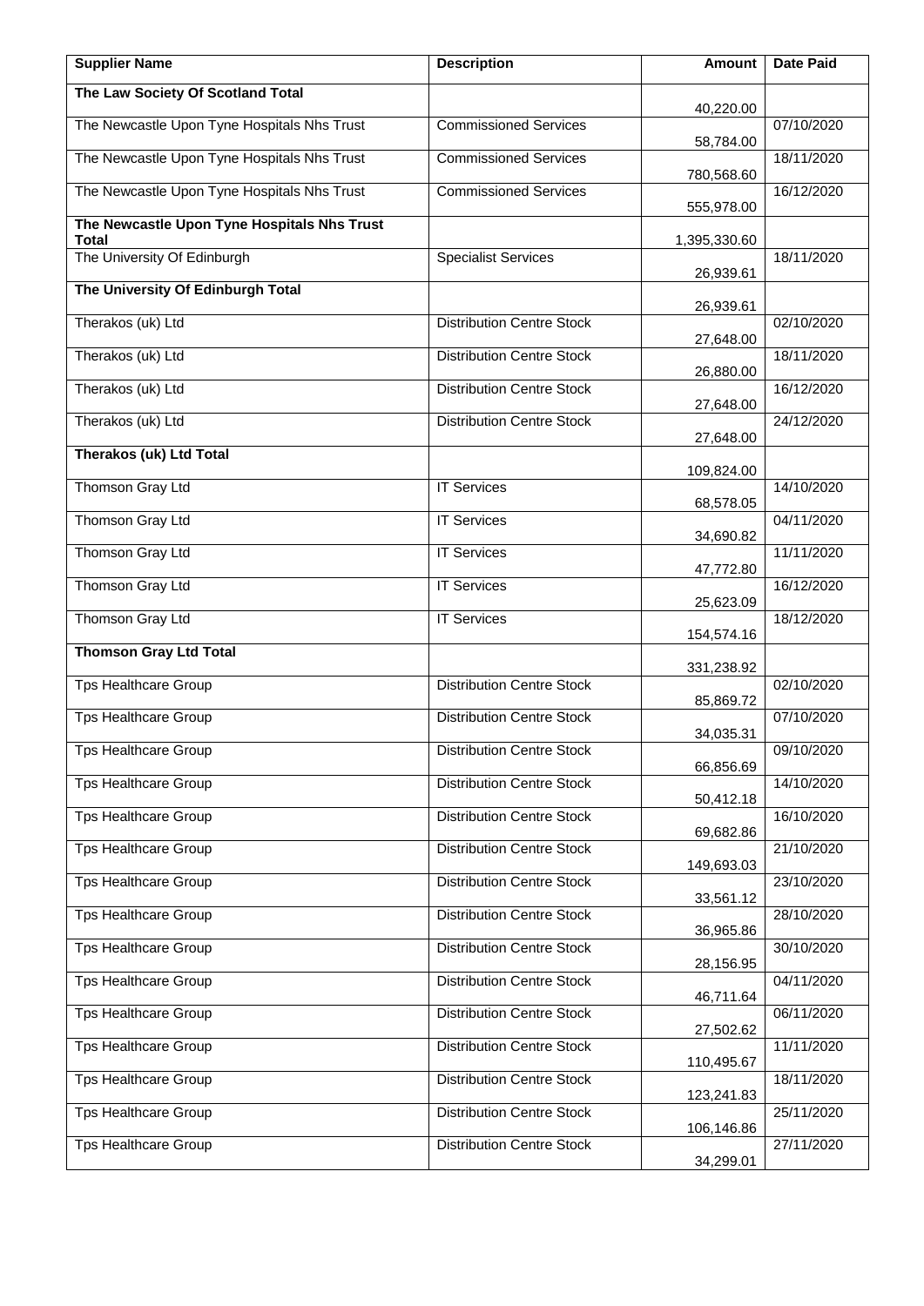| Supplier Name | Description | Amount | Date Paid |
|---|---|---|---|
| **The Law Society Of Scotland Total** | | 40,220.00 | |
| The Newcastle Upon Tyne Hospitals Nhs Trust | Commissioned Services | 58,784.00 | 07/10/2020 |
| The Newcastle Upon Tyne Hospitals Nhs Trust | Commissioned Services | 780,568.60 | 18/11/2020 |
| The Newcastle Upon Tyne Hospitals Nhs Trust | Commissioned Services | 555,978.00 | 16/12/2020 |
| **The Newcastle Upon Tyne Hospitals Nhs Trust Total** | | 1,395,330.60 | |
| The University Of Edinburgh | Specialist Services | 26,939.61 | 18/11/2020 |
| **The University Of Edinburgh Total** | | 26,939.61 | |
| Therakos (uk) Ltd | Distribution Centre Stock | 27,648.00 | 02/10/2020 |
| Therakos (uk) Ltd | Distribution Centre Stock | 26,880.00 | 18/11/2020 |
| Therakos (uk) Ltd | Distribution Centre Stock | 27,648.00 | 16/12/2020 |
| Therakos (uk) Ltd | Distribution Centre Stock | 27,648.00 | 24/12/2020 |
| **Therakos (uk) Ltd Total** | | 109,824.00 | |
| Thomson Gray Ltd | IT Services | 68,578.05 | 14/10/2020 |
| Thomson Gray Ltd | IT Services | 34,690.82 | 04/11/2020 |
| Thomson Gray Ltd | IT Services | 47,772.80 | 11/11/2020 |
| Thomson Gray Ltd | IT Services | 25,623.09 | 16/12/2020 |
| Thomson Gray Ltd | IT Services | 154,574.16 | 18/12/2020 |
| **Thomson Gray Ltd Total** | | 331,238.92 | |
| Tps Healthcare Group | Distribution Centre Stock | 85,869.72 | 02/10/2020 |
| Tps Healthcare Group | Distribution Centre Stock | 34,035.31 | 07/10/2020 |
| Tps Healthcare Group | Distribution Centre Stock | 66,856.69 | 09/10/2020 |
| Tps Healthcare Group | Distribution Centre Stock | 50,412.18 | 14/10/2020 |
| Tps Healthcare Group | Distribution Centre Stock | 69,682.86 | 16/10/2020 |
| Tps Healthcare Group | Distribution Centre Stock | 149,693.03 | 21/10/2020 |
| Tps Healthcare Group | Distribution Centre Stock | 33,561.12 | 23/10/2020 |
| Tps Healthcare Group | Distribution Centre Stock | 36,965.86 | 28/10/2020 |
| Tps Healthcare Group | Distribution Centre Stock | 28,156.95 | 30/10/2020 |
| Tps Healthcare Group | Distribution Centre Stock | 46,711.64 | 04/11/2020 |
| Tps Healthcare Group | Distribution Centre Stock | 27,502.62 | 06/11/2020 |
| Tps Healthcare Group | Distribution Centre Stock | 110,495.67 | 11/11/2020 |
| Tps Healthcare Group | Distribution Centre Stock | 123,241.83 | 18/11/2020 |
| Tps Healthcare Group | Distribution Centre Stock | 106,146.86 | 25/11/2020 |
| Tps Healthcare Group | Distribution Centre Stock | 34,299.01 | 27/11/2020 |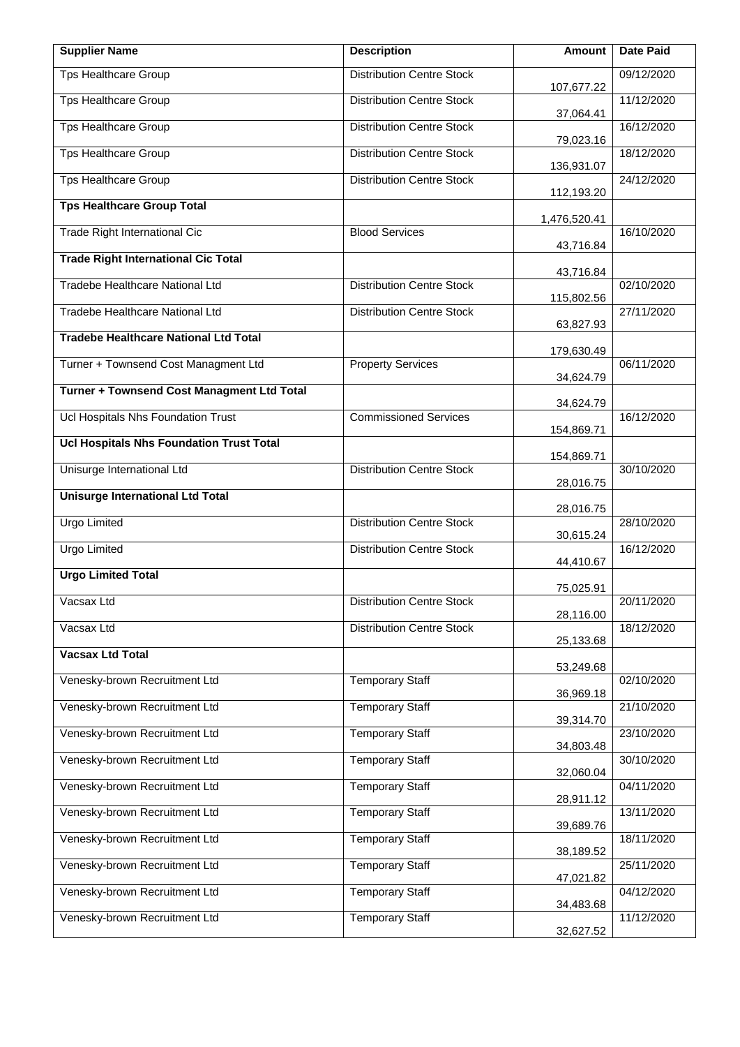| Supplier Name | Description | Amount | Date Paid |
|---|---|---|---|
| Tps Healthcare Group | Distribution Centre Stock | 107,677.22 | 09/12/2020 |
| Tps Healthcare Group | Distribution Centre Stock | 37,064.41 | 11/12/2020 |
| Tps Healthcare Group | Distribution Centre Stock | 79,023.16 | 16/12/2020 |
| Tps Healthcare Group | Distribution Centre Stock | 136,931.07 | 18/12/2020 |
| Tps Healthcare Group | Distribution Centre Stock | 112,193.20 | 24/12/2020 |
| **Tps Healthcare Group Total** | | 1,476,520.41 | |
| Trade Right International Cic | Blood Services | 43,716.84 | 16/10/2020 |
| **Trade Right International Cic Total** | | 43,716.84 | |
| Tradebe Healthcare National Ltd | Distribution Centre Stock | 115,802.56 | 02/10/2020 |
| Tradebe Healthcare National Ltd | Distribution Centre Stock | 63,827.93 | 27/11/2020 |
| **Tradebe Healthcare National Ltd Total** | | 179,630.49 | |
| Turner + Townsend Cost Managment Ltd | Property Services | 34,624.79 | 06/11/2020 |
| **Turner + Townsend Cost Managment Ltd Total** | | 34,624.79 | |
| Ucl Hospitals Nhs Foundation Trust | Commissioned Services | 154,869.71 | 16/12/2020 |
| **Ucl Hospitals Nhs Foundation Trust Total** | | 154,869.71 | |
| Unisurge International Ltd | Distribution Centre Stock | 28,016.75 | 30/10/2020 |
| **Unisurge International Ltd Total** | | 28,016.75 | |
| Urgo Limited | Distribution Centre Stock | 30,615.24 | 28/10/2020 |
| Urgo Limited | Distribution Centre Stock | 44,410.67 | 16/12/2020 |
| **Urgo Limited Total** | | 75,025.91 | |
| Vacsax Ltd | Distribution Centre Stock | 28,116.00 | 20/11/2020 |
| Vacsax Ltd | Distribution Centre Stock | 25,133.68 | 18/12/2020 |
| **Vacsax Ltd Total** | | 53,249.68 | |
| Venesky-brown Recruitment Ltd | Temporary Staff | 36,969.18 | 02/10/2020 |
| Venesky-brown Recruitment Ltd | Temporary Staff | 39,314.70 | 21/10/2020 |
| Venesky-brown Recruitment Ltd | Temporary Staff | 34,803.48 | 23/10/2020 |
| Venesky-brown Recruitment Ltd | Temporary Staff | 32,060.04 | 30/10/2020 |
| Venesky-brown Recruitment Ltd | Temporary Staff | 28,911.12 | 04/11/2020 |
| Venesky-brown Recruitment Ltd | Temporary Staff | 39,689.76 | 13/11/2020 |
| Venesky-brown Recruitment Ltd | Temporary Staff | 38,189.52 | 18/11/2020 |
| Venesky-brown Recruitment Ltd | Temporary Staff | 47,021.82 | 25/11/2020 |
| Venesky-brown Recruitment Ltd | Temporary Staff | 34,483.68 | 04/12/2020 |
| Venesky-brown Recruitment Ltd | Temporary Staff | 32,627.52 | 11/12/2020 |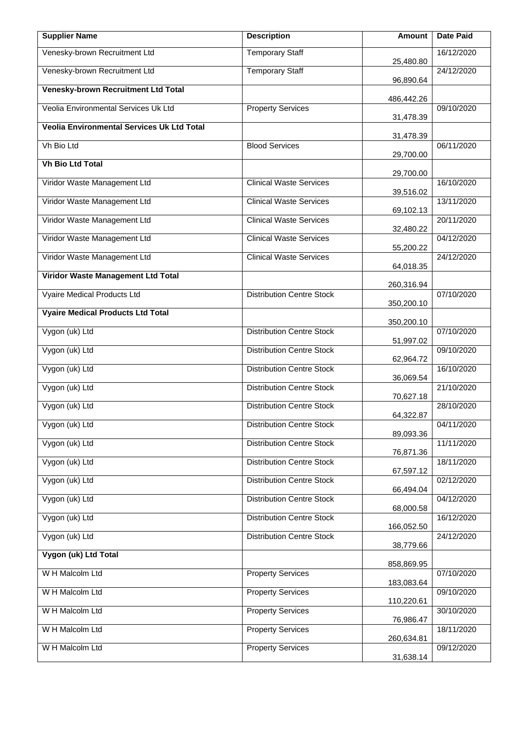| Supplier Name | Description | Amount | Date Paid |
|---|---|---|---|
| Venesky-brown Recruitment Ltd | Temporary Staff | 25,480.80 | 16/12/2020 |
| Venesky-brown Recruitment Ltd | Temporary Staff | 96,890.64 | 24/12/2020 |
| **Venesky-brown Recruitment Ltd Total** | | 486,442.26 | |
| Veolia Environmental Services Uk Ltd | Property Services | 31,478.39 | 09/10/2020 |
| **Veolia Environmental Services Uk Ltd Total** | | 31,478.39 | |
| Vh Bio Ltd | Blood Services | 29,700.00 | 06/11/2020 |
| **Vh Bio Ltd Total** | | 29,700.00 | |
| Viridor Waste Management Ltd | Clinical Waste Services | 39,516.02 | 16/10/2020 |
| Viridor Waste Management Ltd | Clinical Waste Services | 69,102.13 | 13/11/2020 |
| Viridor Waste Management Ltd | Clinical Waste Services | 32,480.22 | 20/11/2020 |
| Viridor Waste Management Ltd | Clinical Waste Services | 55,200.22 | 04/12/2020 |
| Viridor Waste Management Ltd | Clinical Waste Services | 64,018.35 | 24/12/2020 |
| **Viridor Waste Management Ltd Total** | | 260,316.94 | |
| Vyaire Medical Products Ltd | Distribution Centre Stock | 350,200.10 | 07/10/2020 |
| **Vyaire Medical Products Ltd Total** | | 350,200.10 | |
| Vygon (uk) Ltd | Distribution Centre Stock | 51,997.02 | 07/10/2020 |
| Vygon (uk) Ltd | Distribution Centre Stock | 62,964.72 | 09/10/2020 |
| Vygon (uk) Ltd | Distribution Centre Stock | 36,069.54 | 16/10/2020 |
| Vygon (uk) Ltd | Distribution Centre Stock | 70,627.18 | 21/10/2020 |
| Vygon (uk) Ltd | Distribution Centre Stock | 64,322.87 | 28/10/2020 |
| Vygon (uk) Ltd | Distribution Centre Stock | 89,093.36 | 04/11/2020 |
| Vygon (uk) Ltd | Distribution Centre Stock | 76,871.36 | 11/11/2020 |
| Vygon (uk) Ltd | Distribution Centre Stock | 67,597.12 | 18/11/2020 |
| Vygon (uk) Ltd | Distribution Centre Stock | 66,494.04 | 02/12/2020 |
| Vygon (uk) Ltd | Distribution Centre Stock | 68,000.58 | 04/12/2020 |
| Vygon (uk) Ltd | Distribution Centre Stock | 166,052.50 | 16/12/2020 |
| Vygon (uk) Ltd | Distribution Centre Stock | 38,779.66 | 24/12/2020 |
| **Vygon (uk) Ltd Total** | | 858,869.95 | |
| W H Malcolm Ltd | Property Services | 183,083.64 | 07/10/2020 |
| W H Malcolm Ltd | Property Services | 110,220.61 | 09/10/2020 |
| W H Malcolm Ltd | Property Services | 76,986.47 | 30/10/2020 |
| W H Malcolm Ltd | Property Services | 260,634.81 | 18/11/2020 |
| W H Malcolm Ltd | Property Services | 31,638.14 | 09/12/2020 |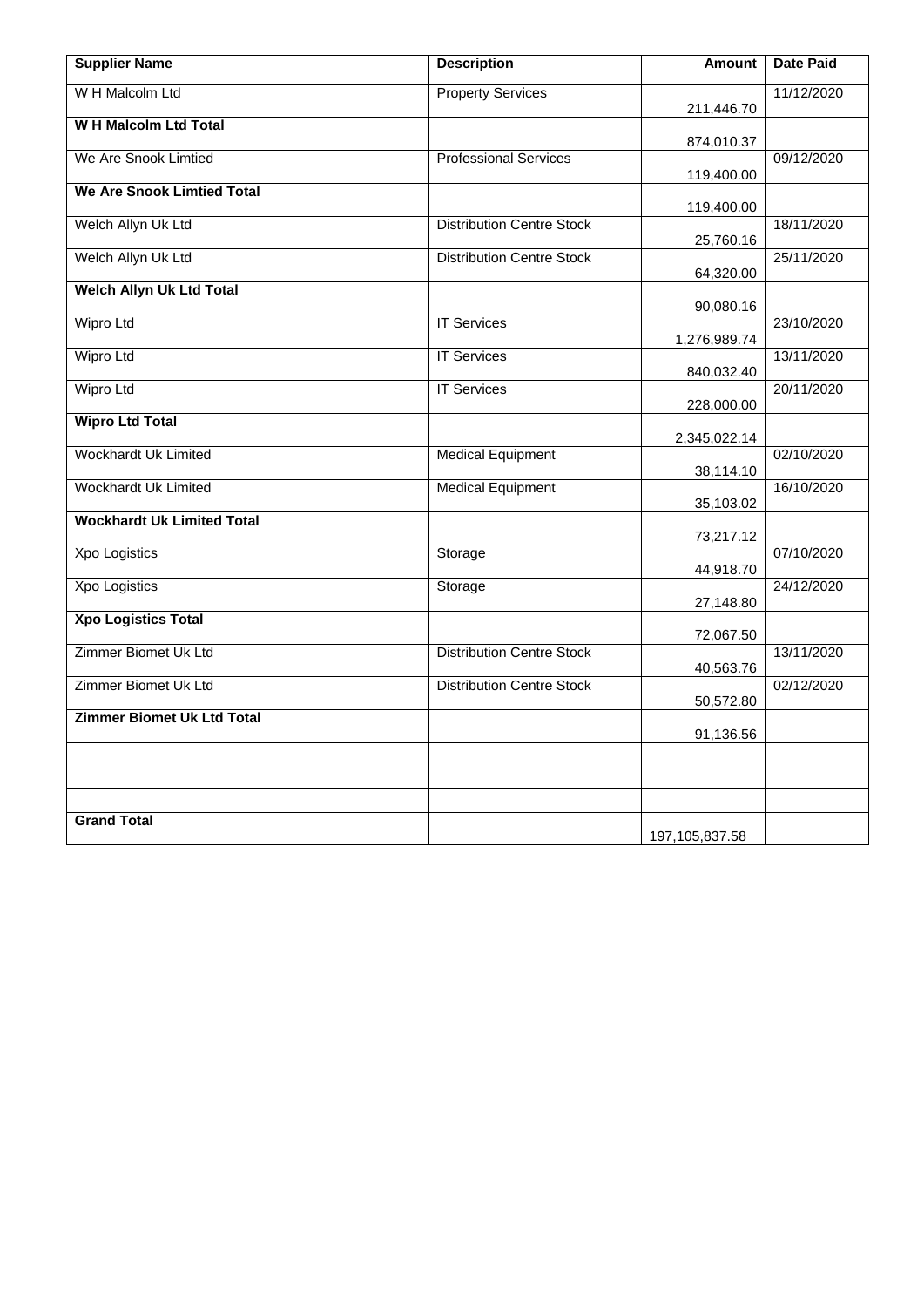| Supplier Name | Description | Amount | Date Paid |
|---|---|---|---|
| W H Malcolm Ltd | Property Services | 211,446.70 | 11/12/2020 |
| **W H Malcolm Ltd Total** | | 874,010.37 | |
| We Are Snook Limtied | Professional Services | 119,400.00 | 09/12/2020 |
| **We Are Snook Limtied Total** | | 119,400.00 | |
| Welch Allyn Uk Ltd | Distribution Centre Stock | 25,760.16 | 18/11/2020 |
| Welch Allyn Uk Ltd | Distribution Centre Stock | 64,320.00 | 25/11/2020 |
| **Welch Allyn Uk Ltd Total** | | 90,080.16 | |
| Wipro Ltd | IT Services | 1,276,989.74 | 23/10/2020 |
| Wipro Ltd | IT Services | 840,032.40 | 13/11/2020 |
| Wipro Ltd | IT Services | 228,000.00 | 20/11/2020 |
| **Wipro Ltd Total** | | 2,345,022.14 | |
| Wockhardt Uk Limited | Medical Equipment | 38,114.10 | 02/10/2020 |
| Wockhardt Uk Limited | Medical Equipment | 35,103.02 | 16/10/2020 |
| **Wockhardt Uk Limited Total** | | 73,217.12 | |
| Xpo Logistics | Storage | 44,918.70 | 07/10/2020 |
| Xpo Logistics | Storage | 27,148.80 | 24/12/2020 |
| **Xpo Logistics Total** | | 72,067.50 | |
| Zimmer Biomet Uk Ltd | Distribution Centre Stock | 40,563.76 | 13/11/2020 |
| Zimmer Biomet Uk Ltd | Distribution Centre Stock | 50,572.80 | 02/12/2020 |
| **Zimmer Biomet Uk Ltd Total** | | 91,136.56 | |
| | | | |
| | | | |
| **Grand Total** | | 197,105,837.58 | |